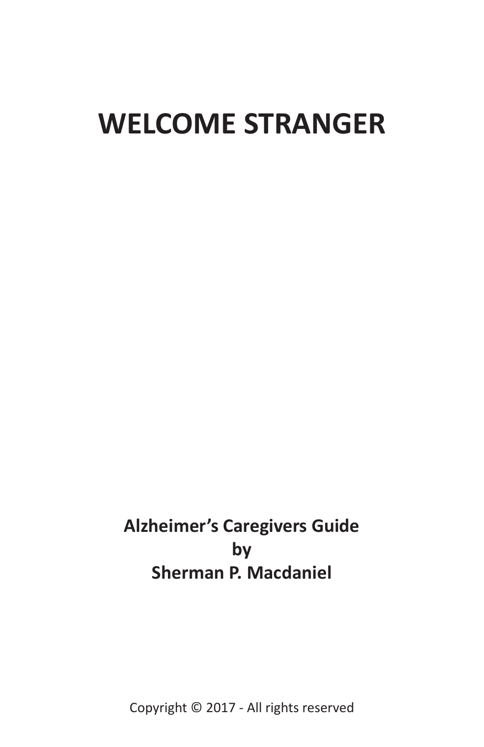# WELCOME STRANGER

**Alzheimer's Caregivers Guide**
**by**
**Sherman P. Macdaniel**

Copyright © 2017 - All rights reserved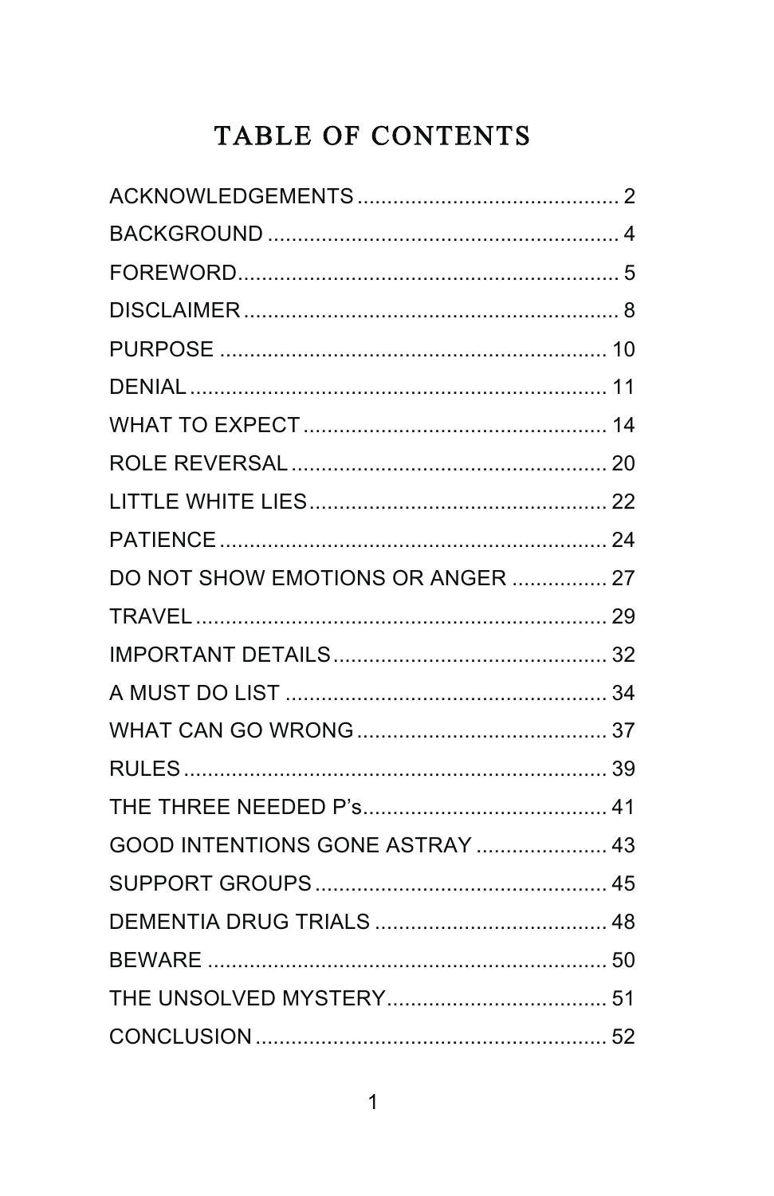# TABLE OF CONTENTS

ACKNOWLEDGEMENTS ........................................... 2

BACKGROUND .......................................................... 4

FOREWORD............................................................... 5

DISCLAIMER .............................................................. 8

PURPOSE ................................................................ 10

DENIAL .................................................................... 11

WHAT TO EXPECT .................................................. 14

ROLE REVERSAL ..................................................... 20

LITTLE WHITE LIES................................................. 22

PATIENCE ................................................................ 24

DO NOT SHOW EMOTIONS OR ANGER ................ 27

TRAVEL .................................................................... 29

IMPORTANT DETAILS .............................................. 32

A MUST DO LIST ...................................................... 34

WHAT CAN GO WRONG .......................................... 37

RULES ...................................................................... 39

THE THREE NEEDED P's......................................... 41

GOOD INTENTIONS GONE ASTRAY ...................... 43

SUPPORT GROUPS ................................................ 45

DEMENTIA DRUG TRIALS ....................................... 48

BEWARE .................................................................. 50

THE UNSOLVED MYSTERY..................................... 51

CONCLUSION .......................................................... 52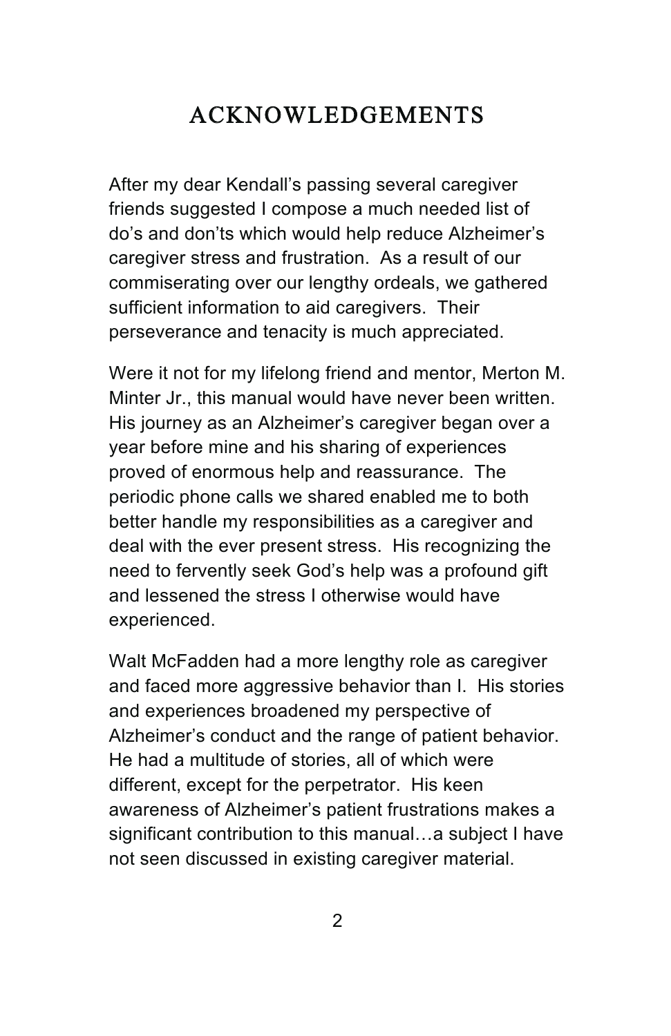# ACKNOWLEDGEMENTS

After my dear Kendall's passing several caregiver friends suggested I compose a much needed list of do's and don'ts which would help reduce Alzheimer's caregiver stress and frustration. As a result of our commiserating over our lengthy ordeals, we gathered sufficient information to aid caregivers. Their perseverance and tenacity is much appreciated.

Were it not for my lifelong friend and mentor, Merton M. Minter Jr., this manual would have never been written. His journey as an Alzheimer's caregiver began over a year before mine and his sharing of experiences proved of enormous help and reassurance. The periodic phone calls we shared enabled me to both better handle my responsibilities as a caregiver and deal with the ever present stress. His recognizing the need to fervently seek God's help was a profound gift and lessened the stress I otherwise would have experienced.

Walt McFadden had a more lengthy role as caregiver and faced more aggressive behavior than I. His stories and experiences broadened my perspective of Alzheimer's conduct and the range of patient behavior. He had a multitude of stories, all of which were different, except for the perpetrator. His keen awareness of Alzheimer's patient frustrations makes a significant contribution to this manual…a subject I have not seen discussed in existing caregiver material.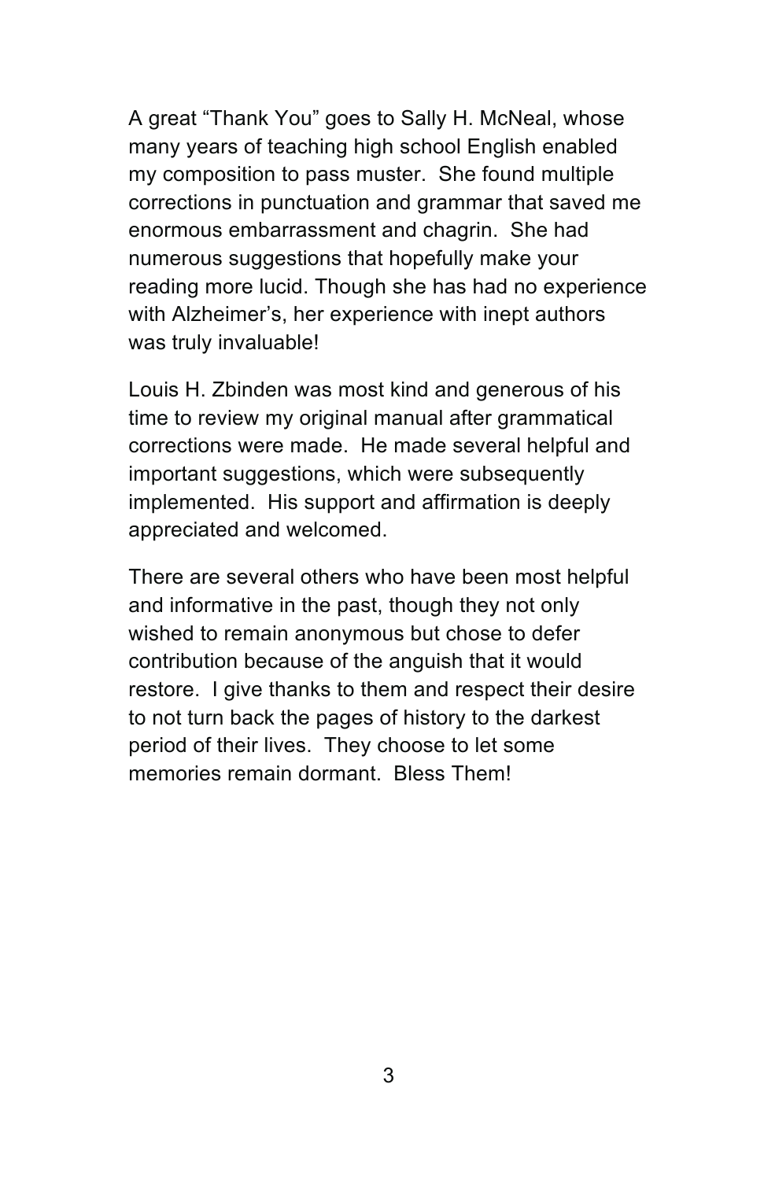A great "Thank You" goes to Sally H. McNeal, whose many years of teaching high school English enabled my composition to pass muster. She found multiple corrections in punctuation and grammar that saved me enormous embarrassment and chagrin. She had numerous suggestions that hopefully make your reading more lucid. Though she has had no experience with Alzheimer's, her experience with inept authors was truly invaluable!

Louis H. Zbinden was most kind and generous of his time to review my original manual after grammatical corrections were made. He made several helpful and important suggestions, which were subsequently implemented. His support and affirmation is deeply appreciated and welcomed.

There are several others who have been most helpful and informative in the past, though they not only wished to remain anonymous but chose to defer contribution because of the anguish that it would restore. I give thanks to them and respect their desire to not turn back the pages of history to the darkest period of their lives. They choose to let some memories remain dormant. Bless Them!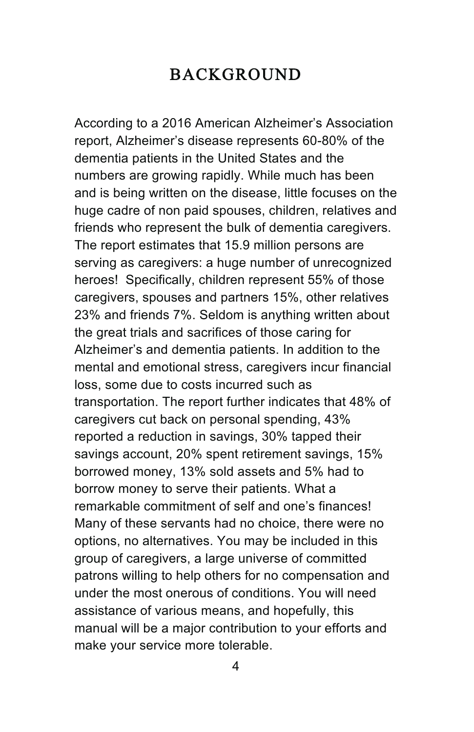# BACKGROUND

According to a 2016 American Alzheimer's Association report, Alzheimer's disease represents 60-80% of the dementia patients in the United States and the numbers are growing rapidly. While much has been and is being written on the disease, little focuses on the huge cadre of non paid spouses, children, relatives and friends who represent the bulk of dementia caregivers. The report estimates that 15.9 million persons are serving as caregivers: a huge number of unrecognized heroes! Specifically, children represent 55% of those caregivers, spouses and partners 15%, other relatives 23% and friends 7%. Seldom is anything written about the great trials and sacrifices of those caring for Alzheimer's and dementia patients. In addition to the mental and emotional stress, caregivers incur financial loss, some due to costs incurred such as transportation. The report further indicates that 48% of caregivers cut back on personal spending, 43% reported a reduction in savings, 30% tapped their savings account, 20% spent retirement savings, 15% borrowed money, 13% sold assets and 5% had to borrow money to serve their patients. What a remarkable commitment of self and one's finances! Many of these servants had no choice, there were no options, no alternatives. You may be included in this group of caregivers, a large universe of committed patrons willing to help others for no compensation and under the most onerous of conditions. You will need assistance of various means, and hopefully, this manual will be a major contribution to your efforts and make your service more tolerable.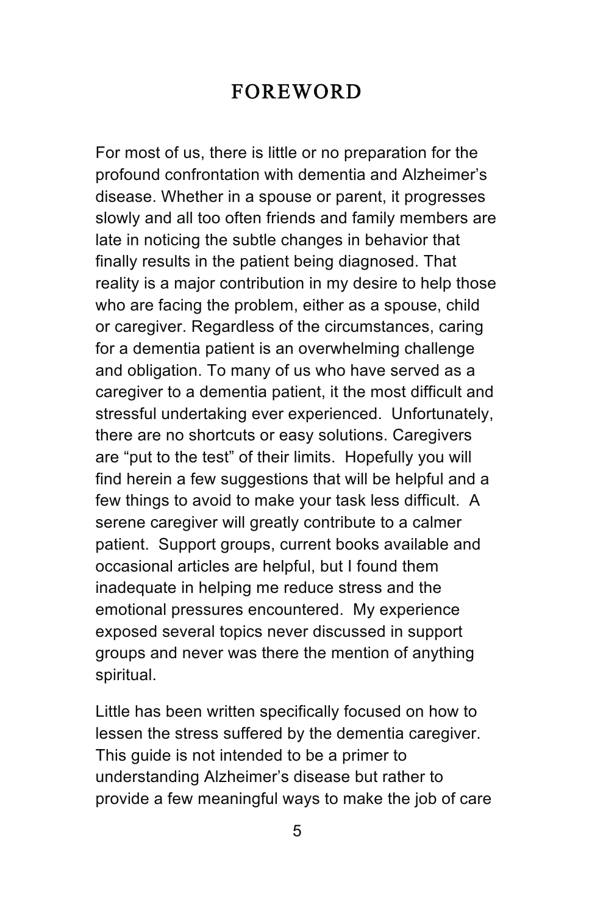# FOREWORD

For most of us, there is little or no preparation for the profound confrontation with dementia and Alzheimer's disease. Whether in a spouse or parent, it progresses slowly and all too often friends and family members are late in noticing the subtle changes in behavior that finally results in the patient being diagnosed. That reality is a major contribution in my desire to help those who are facing the problem, either as a spouse, child or caregiver. Regardless of the circumstances, caring for a dementia patient is an overwhelming challenge and obligation. To many of us who have served as a caregiver to a dementia patient, it the most difficult and stressful undertaking ever experienced. Unfortunately, there are no shortcuts or easy solutions. Caregivers are "put to the test" of their limits. Hopefully you will find herein a few suggestions that will be helpful and a few things to avoid to make your task less difficult. A serene caregiver will greatly contribute to a calmer patient. Support groups, current books available and occasional articles are helpful, but I found them inadequate in helping me reduce stress and the emotional pressures encountered. My experience exposed several topics never discussed in support groups and never was there the mention of anything spiritual.

Little has been written specifically focused on how to lessen the stress suffered by the dementia caregiver. This guide is not intended to be a primer to understanding Alzheimer's disease but rather to provide a few meaningful ways to make the job of care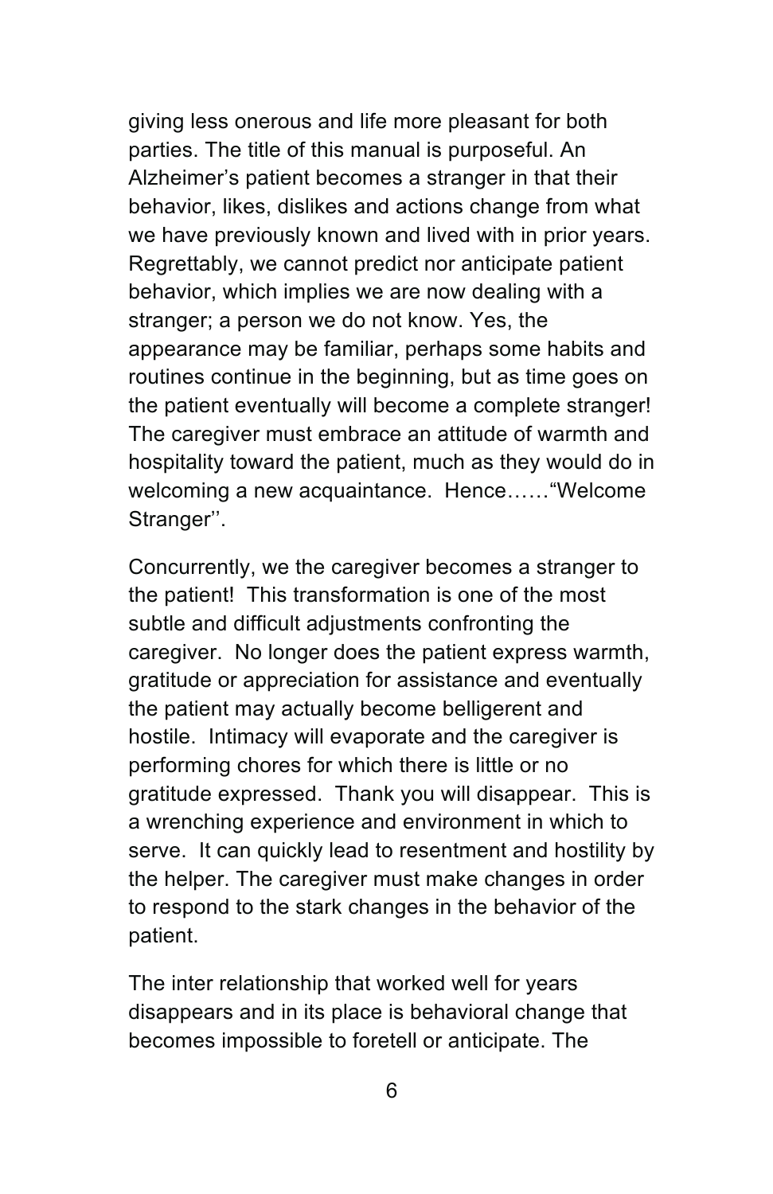giving less onerous and life more pleasant for both parties. The title of this manual is purposeful. An Alzheimer's patient becomes a stranger in that their behavior, likes, dislikes and actions change from what we have previously known and lived with in prior years. Regrettably, we cannot predict nor anticipate patient behavior, which implies we are now dealing with a stranger; a person we do not know. Yes, the appearance may be familiar, perhaps some habits and routines continue in the beginning, but as time goes on the patient eventually will become a complete stranger! The caregiver must embrace an attitude of warmth and hospitality toward the patient, much as they would do in welcoming a new acquaintance. Hence……"Welcome Stranger''.

Concurrently, we the caregiver becomes a stranger to the patient! This transformation is one of the most subtle and difficult adjustments confronting the caregiver. No longer does the patient express warmth, gratitude or appreciation for assistance and eventually the patient may actually become belligerent and hostile. Intimacy will evaporate and the caregiver is performing chores for which there is little or no gratitude expressed. Thank you will disappear. This is a wrenching experience and environment in which to serve. It can quickly lead to resentment and hostility by the helper. The caregiver must make changes in order to respond to the stark changes in the behavior of the patient.

The inter relationship that worked well for years disappears and in its place is behavioral change that becomes impossible to foretell or anticipate. The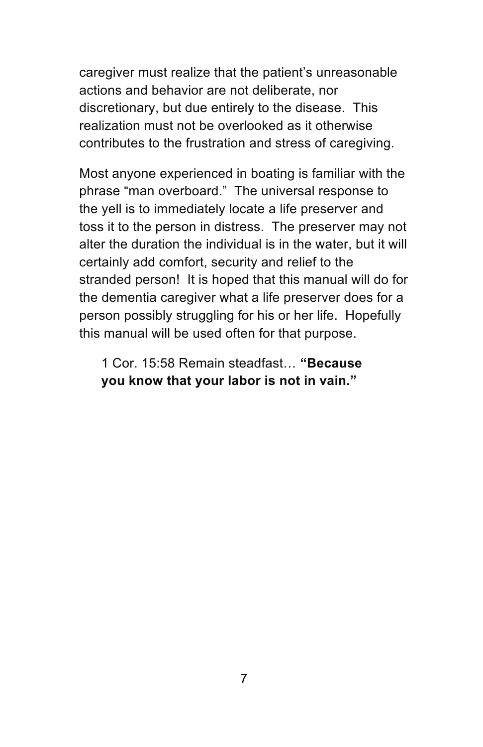caregiver must realize that the patient's unreasonable actions and behavior are not deliberate, nor discretionary, but due entirely to the disease. This realization must not be overlooked as it otherwise contributes to the frustration and stress of caregiving.

Most anyone experienced in boating is familiar with the phrase "man overboard." The universal response to the yell is to immediately locate a life preserver and toss it to the person in distress. The preserver may not alter the duration the individual is in the water, but it will certainly add comfort, security and relief to the stranded person! It is hoped that this manual will do for the dementia caregiver what a life preserver does for a person possibly struggling for his or her life. Hopefully this manual will be used often for that purpose.

> 1 Cor. 15:58 Remain steadfast… **"Because you know that your labor is not in vain."**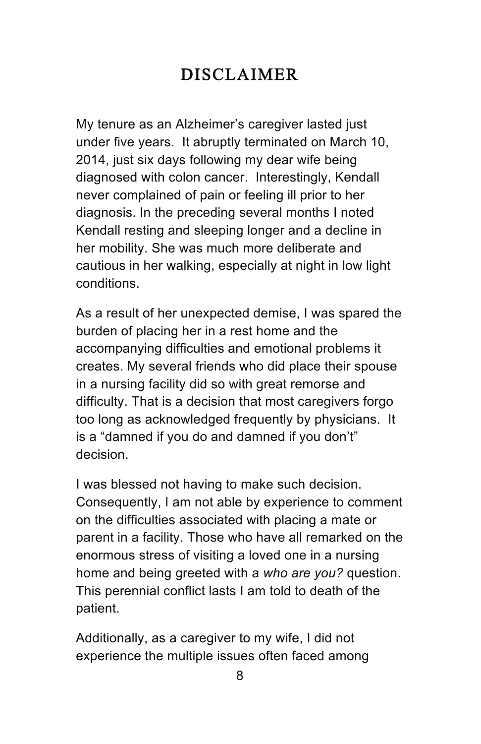# DISCLAIMER

My tenure as an Alzheimer's caregiver lasted just under five years. It abruptly terminated on March 10, 2014, just six days following my dear wife being diagnosed with colon cancer. Interestingly, Kendall never complained of pain or feeling ill prior to her diagnosis. In the preceding several months I noted Kendall resting and sleeping longer and a decline in her mobility. She was much more deliberate and cautious in her walking, especially at night in low light conditions.

As a result of her unexpected demise, I was spared the burden of placing her in a rest home and the accompanying difficulties and emotional problems it creates. My several friends who did place their spouse in a nursing facility did so with great remorse and difficulty. That is a decision that most caregivers forgo too long as acknowledged frequently by physicians. It is a "damned if you do and damned if you don't" decision.

I was blessed not having to make such decision. Consequently, I am not able by experience to comment on the difficulties associated with placing a mate or parent in a facility. Those who have all remarked on the enormous stress of visiting a loved one in a nursing home and being greeted with a *who are you?* question. This perennial conflict lasts I am told to death of the patient.

Additionally, as a caregiver to my wife, I did not experience the multiple issues often faced among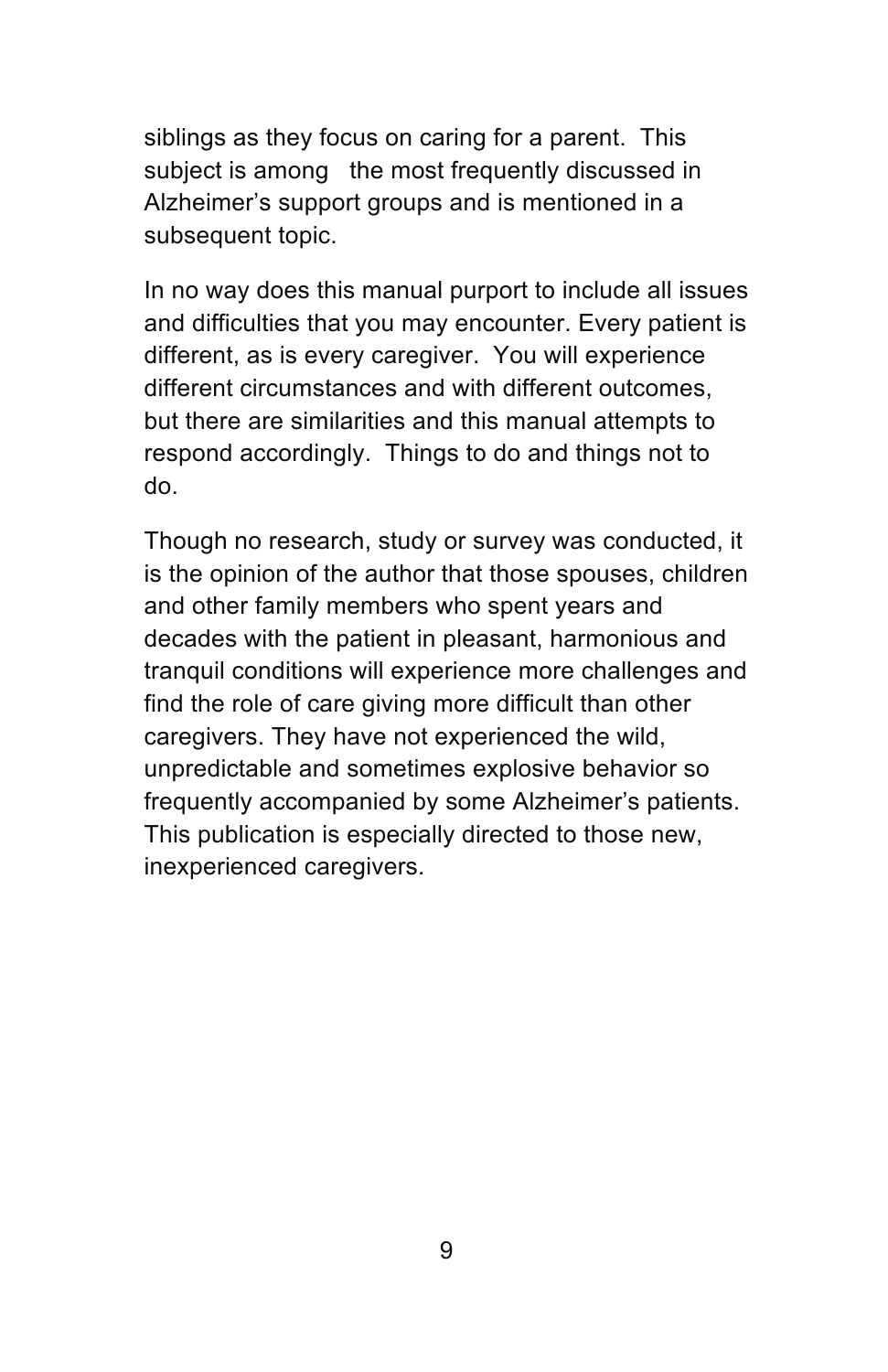siblings as they focus on caring for a parent. This subject is among the most frequently discussed in Alzheimer's support groups and is mentioned in a subsequent topic.

In no way does this manual purport to include all issues and difficulties that you may encounter. Every patient is different, as is every caregiver. You will experience different circumstances and with different outcomes, but there are similarities and this manual attempts to respond accordingly. Things to do and things not to do.

Though no research, study or survey was conducted, it is the opinion of the author that those spouses, children and other family members who spent years and decades with the patient in pleasant, harmonious and tranquil conditions will experience more challenges and find the role of care giving more difficult than other caregivers. They have not experienced the wild, unpredictable and sometimes explosive behavior so frequently accompanied by some Alzheimer's patients. This publication is especially directed to those new, inexperienced caregivers.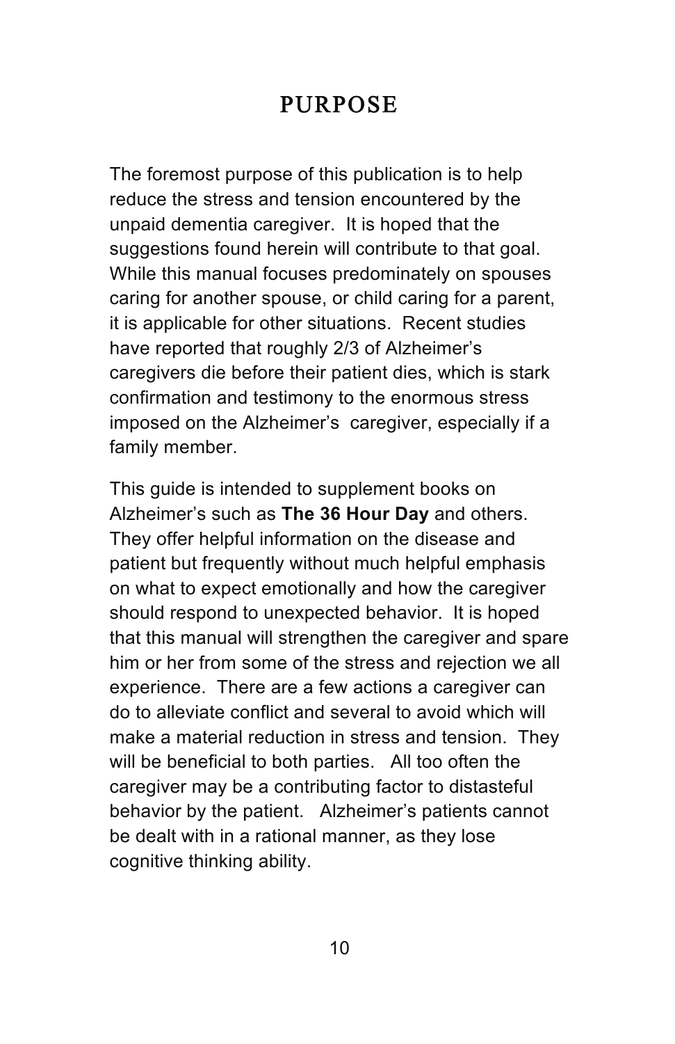# PURPOSE

The foremost purpose of this publication is to help reduce the stress and tension encountered by the unpaid dementia caregiver. It is hoped that the suggestions found herein will contribute to that goal. While this manual focuses predominately on spouses caring for another spouse, or child caring for a parent, it is applicable for other situations. Recent studies have reported that roughly 2/3 of Alzheimer's caregivers die before their patient dies, which is stark confirmation and testimony to the enormous stress imposed on the Alzheimer's caregiver, especially if a family member.

This guide is intended to supplement books on Alzheimer's such as **The 36 Hour Day** and others. They offer helpful information on the disease and patient but frequently without much helpful emphasis on what to expect emotionally and how the caregiver should respond to unexpected behavior. It is hoped that this manual will strengthen the caregiver and spare him or her from some of the stress and rejection we all experience. There are a few actions a caregiver can do to alleviate conflict and several to avoid which will make a material reduction in stress and tension. They will be beneficial to both parties. All too often the caregiver may be a contributing factor to distasteful behavior by the patient. Alzheimer's patients cannot be dealt with in a rational manner, as they lose cognitive thinking ability.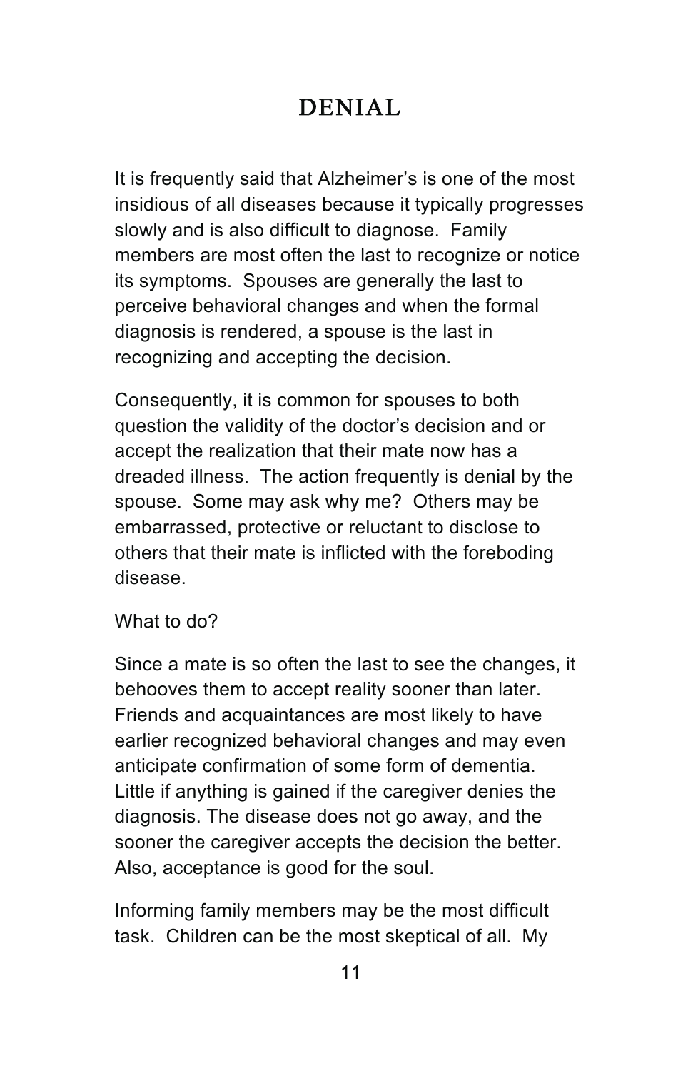# DENIAL

It is frequently said that Alzheimer's is one of the most insidious of all diseases because it typically progresses slowly and is also difficult to diagnose. Family members are most often the last to recognize or notice its symptoms. Spouses are generally the last to perceive behavioral changes and when the formal diagnosis is rendered, a spouse is the last in recognizing and accepting the decision.

Consequently, it is common for spouses to both question the validity of the doctor's decision and or accept the realization that their mate now has a dreaded illness. The action frequently is denial by the spouse. Some may ask why me? Others may be embarrassed, protective or reluctant to disclose to others that their mate is inflicted with the foreboding disease.

What to do?

Since a mate is so often the last to see the changes, it behooves them to accept reality sooner than later. Friends and acquaintances are most likely to have earlier recognized behavioral changes and may even anticipate confirmation of some form of dementia. Little if anything is gained if the caregiver denies the diagnosis. The disease does not go away, and the sooner the caregiver accepts the decision the better. Also, acceptance is good for the soul.

Informing family members may be the most difficult task. Children can be the most skeptical of all. My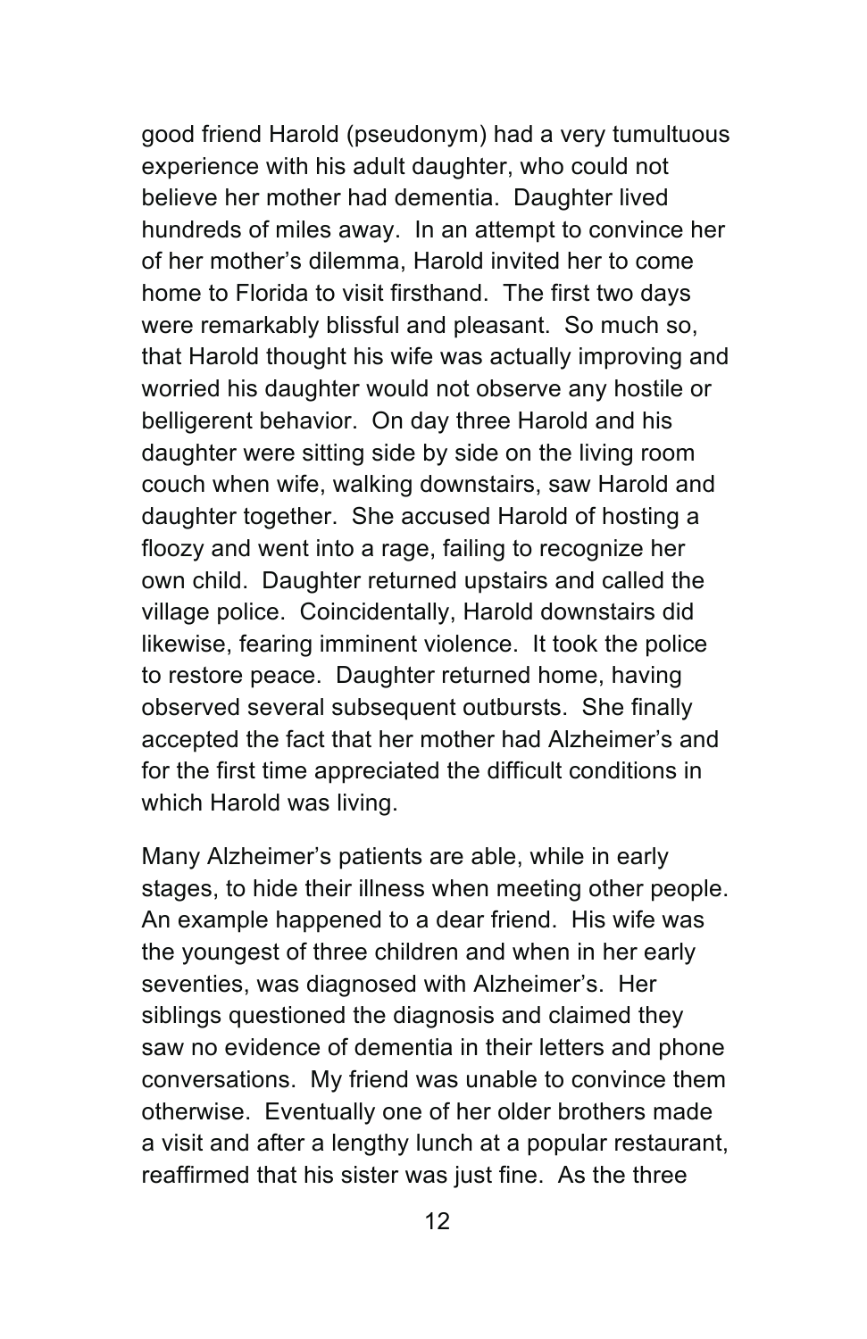good friend Harold (pseudonym) had a very tumultuous experience with his adult daughter, who could not believe her mother had dementia. Daughter lived hundreds of miles away. In an attempt to convince her of her mother's dilemma, Harold invited her to come home to Florida to visit firsthand. The first two days were remarkably blissful and pleasant. So much so, that Harold thought his wife was actually improving and worried his daughter would not observe any hostile or belligerent behavior. On day three Harold and his daughter were sitting side by side on the living room couch when wife, walking downstairs, saw Harold and daughter together. She accused Harold of hosting a floozy and went into a rage, failing to recognize her own child. Daughter returned upstairs and called the village police. Coincidentally, Harold downstairs did likewise, fearing imminent violence. It took the police to restore peace. Daughter returned home, having observed several subsequent outbursts. She finally accepted the fact that her mother had Alzheimer's and for the first time appreciated the difficult conditions in which Harold was living.

Many Alzheimer's patients are able, while in early stages, to hide their illness when meeting other people. An example happened to a dear friend. His wife was the youngest of three children and when in her early seventies, was diagnosed with Alzheimer's. Her siblings questioned the diagnosis and claimed they saw no evidence of dementia in their letters and phone conversations. My friend was unable to convince them otherwise. Eventually one of her older brothers made a visit and after a lengthy lunch at a popular restaurant, reaffirmed that his sister was just fine. As the three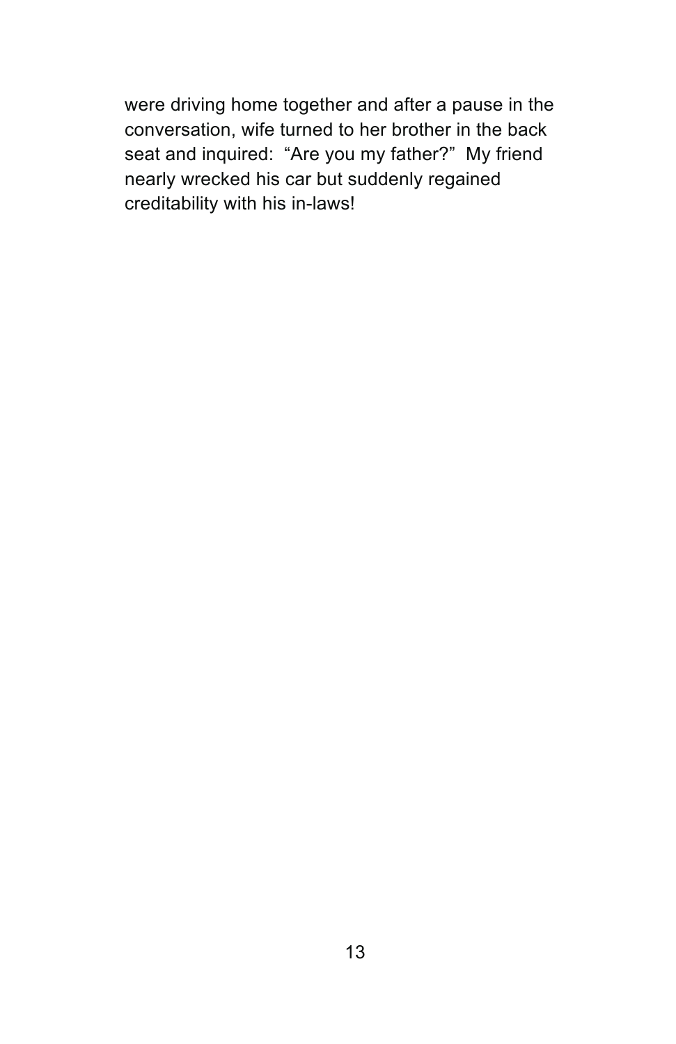were driving home together and after a pause in the conversation, wife turned to her brother in the back seat and inquired: "Are you my father?" My friend nearly wrecked his car but suddenly regained creditability with his in-laws!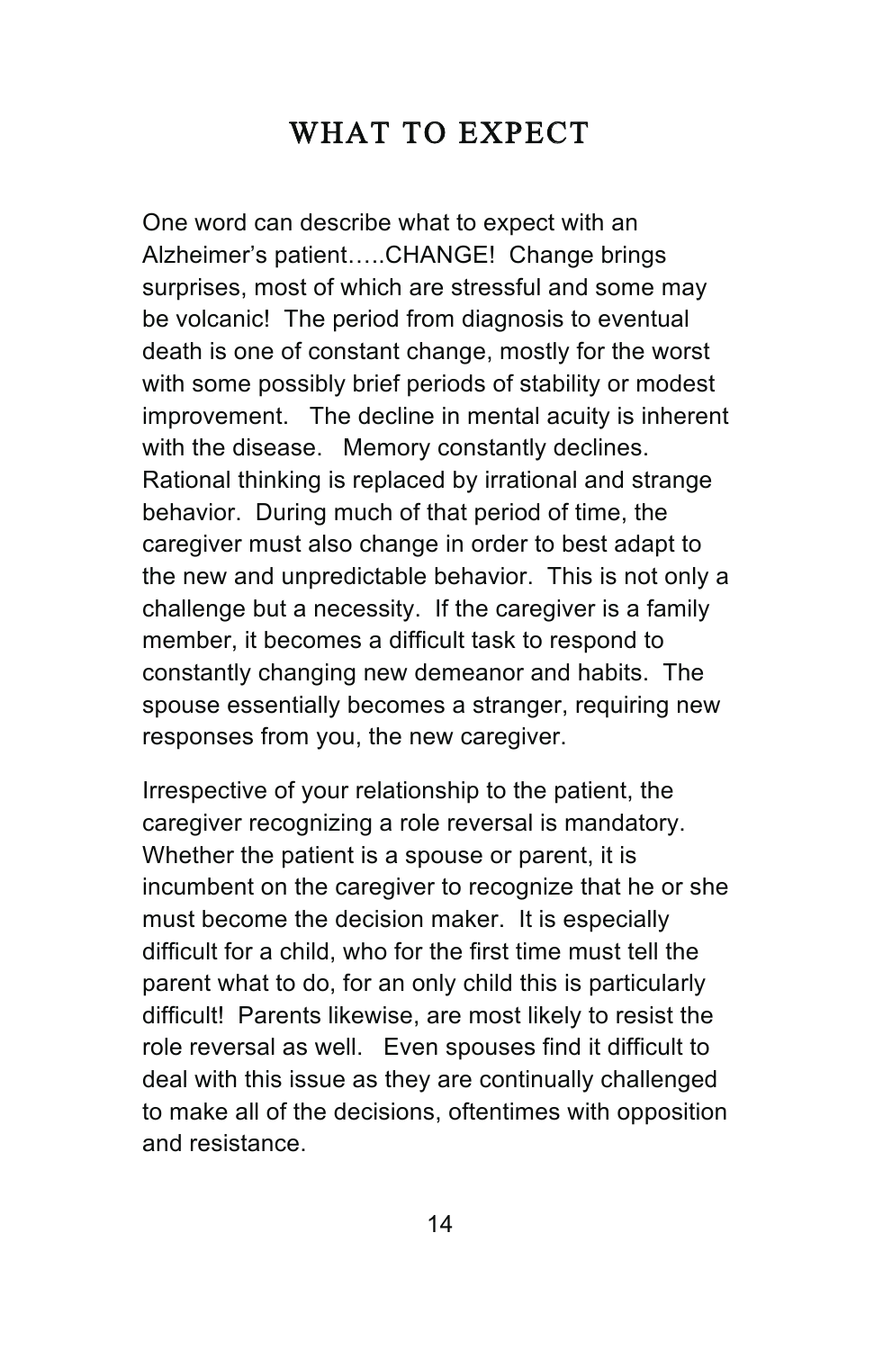# WHAT TO EXPECT

One word can describe what to expect with an Alzheimer's patient…..CHANGE! Change brings surprises, most of which are stressful and some may be volcanic! The period from diagnosis to eventual death is one of constant change, mostly for the worst with some possibly brief periods of stability or modest improvement. The decline in mental acuity is inherent with the disease. Memory constantly declines. Rational thinking is replaced by irrational and strange behavior. During much of that period of time, the caregiver must also change in order to best adapt to the new and unpredictable behavior. This is not only a challenge but a necessity. If the caregiver is a family member, it becomes a difficult task to respond to constantly changing new demeanor and habits. The spouse essentially becomes a stranger, requiring new responses from you, the new caregiver.

Irrespective of your relationship to the patient, the caregiver recognizing a role reversal is mandatory. Whether the patient is a spouse or parent, it is incumbent on the caregiver to recognize that he or she must become the decision maker. It is especially difficult for a child, who for the first time must tell the parent what to do, for an only child this is particularly difficult! Parents likewise, are most likely to resist the role reversal as well. Even spouses find it difficult to deal with this issue as they are continually challenged to make all of the decisions, oftentimes with opposition and resistance.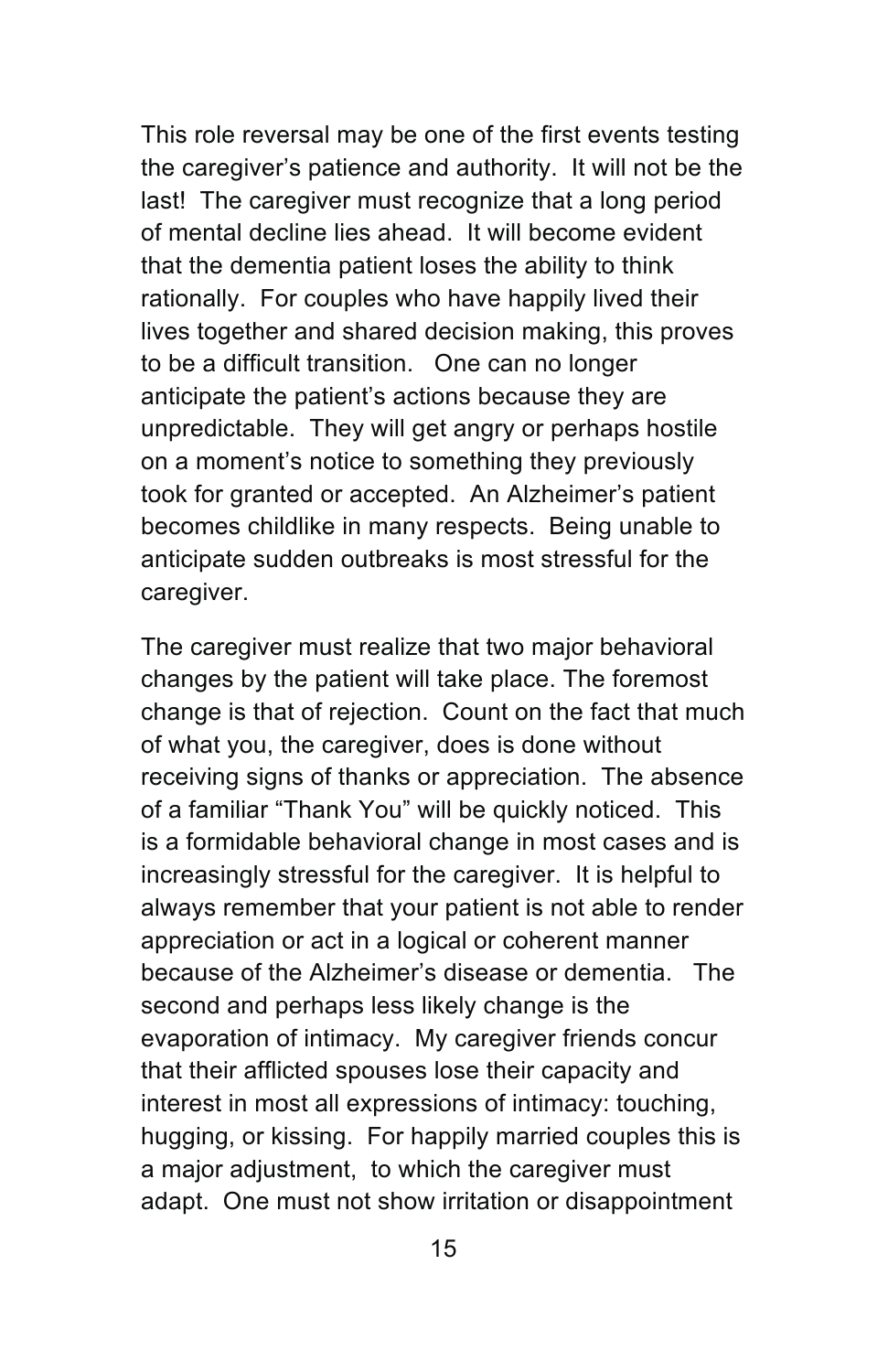This role reversal may be one of the first events testing the caregiver's patience and authority. It will not be the last! The caregiver must recognize that a long period of mental decline lies ahead. It will become evident that the dementia patient loses the ability to think rationally. For couples who have happily lived their lives together and shared decision making, this proves to be a difficult transition. One can no longer anticipate the patient's actions because they are unpredictable. They will get angry or perhaps hostile on a moment's notice to something they previously took for granted or accepted. An Alzheimer's patient becomes childlike in many respects. Being unable to anticipate sudden outbreaks is most stressful for the caregiver.

The caregiver must realize that two major behavioral changes by the patient will take place. The foremost change is that of rejection. Count on the fact that much of what you, the caregiver, does is done without receiving signs of thanks or appreciation. The absence of a familiar "Thank You" will be quickly noticed. This is a formidable behavioral change in most cases and is increasingly stressful for the caregiver. It is helpful to always remember that your patient is not able to render appreciation or act in a logical or coherent manner because of the Alzheimer's disease or dementia. The second and perhaps less likely change is the evaporation of intimacy. My caregiver friends concur that their afflicted spouses lose their capacity and interest in most all expressions of intimacy: touching, hugging, or kissing. For happily married couples this is a major adjustment, to which the caregiver must adapt. One must not show irritation or disappointment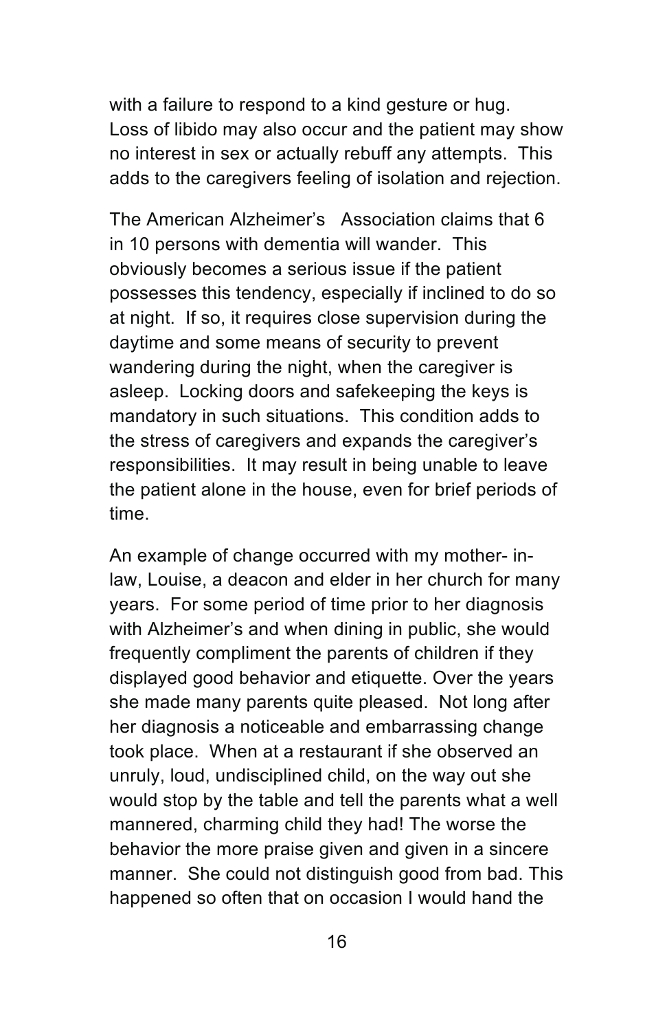with a failure to respond to a kind gesture or hug. Loss of libido may also occur and the patient may show no interest in sex or actually rebuff any attempts. This adds to the caregivers feeling of isolation and rejection.

The American Alzheimer's Association claims that 6 in 10 persons with dementia will wander. This obviously becomes a serious issue if the patient possesses this tendency, especially if inclined to do so at night. If so, it requires close supervision during the daytime and some means of security to prevent wandering during the night, when the caregiver is asleep. Locking doors and safekeeping the keys is mandatory in such situations. This condition adds to the stress of caregivers and expands the caregiver's responsibilities. It may result in being unable to leave the patient alone in the house, even for brief periods of time.

An example of change occurred with my mother- in-law, Louise, a deacon and elder in her church for many years. For some period of time prior to her diagnosis with Alzheimer's and when dining in public, she would frequently compliment the parents of children if they displayed good behavior and etiquette. Over the years she made many parents quite pleased. Not long after her diagnosis a noticeable and embarrassing change took place. When at a restaurant if she observed an unruly, loud, undisciplined child, on the way out she would stop by the table and tell the parents what a well mannered, charming child they had! The worse the behavior the more praise given and given in a sincere manner. She could not distinguish good from bad. This happened so often that on occasion I would hand the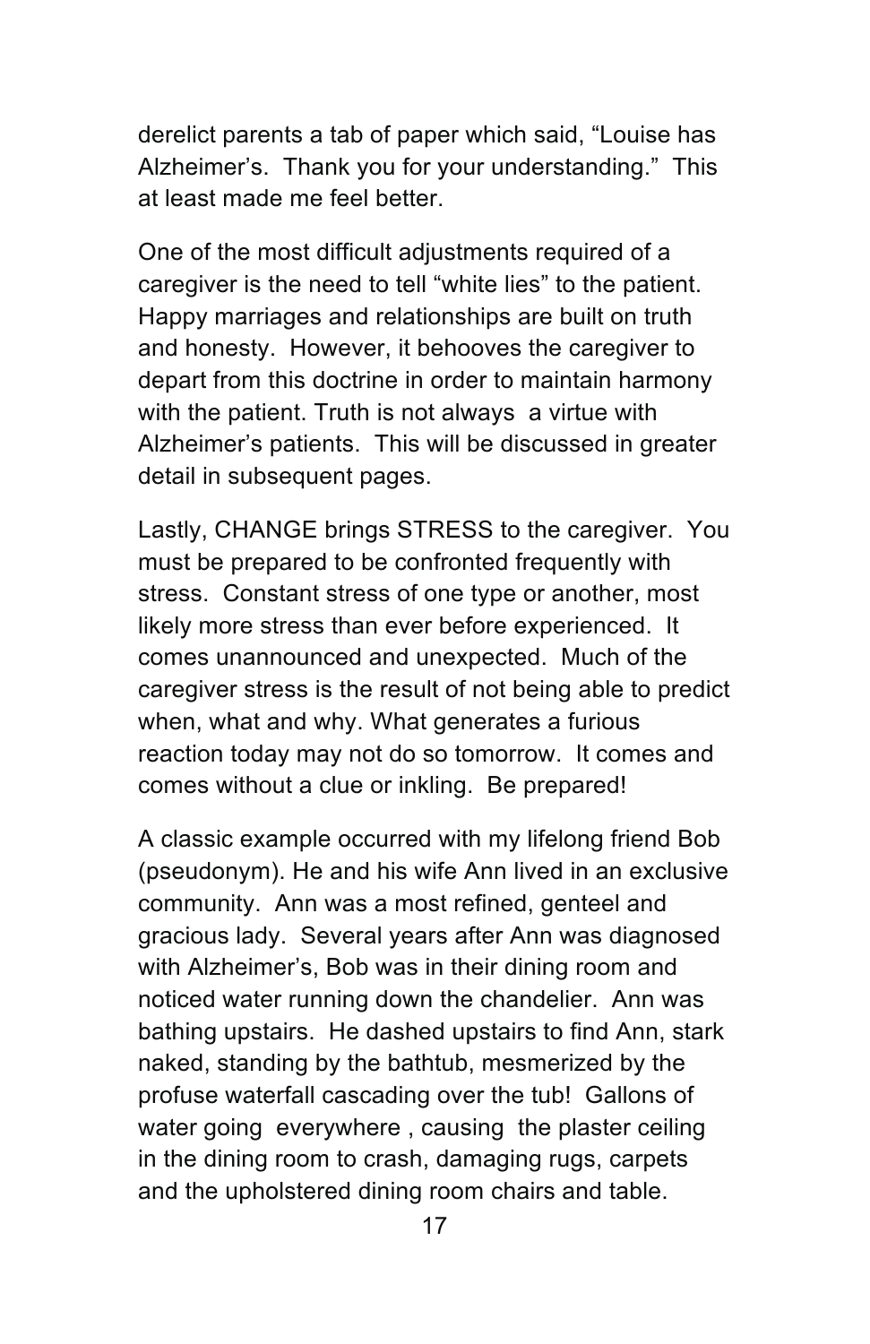derelict parents a tab of paper which said, “Louise has Alzheimer’s. Thank you for your understanding.” This at least made me feel better.

One of the most difficult adjustments required of a caregiver is the need to tell “white lies” to the patient. Happy marriages and relationships are built on truth and honesty. However, it behooves the caregiver to depart from this doctrine in order to maintain harmony with the patient. Truth is not always a virtue with Alzheimer’s patients. This will be discussed in greater detail in subsequent pages.

Lastly, CHANGE brings STRESS to the caregiver. You must be prepared to be confronted frequently with stress. Constant stress of one type or another, most likely more stress than ever before experienced. It comes unannounced and unexpected. Much of the caregiver stress is the result of not being able to predict when, what and why. What generates a furious reaction today may not do so tomorrow. It comes and comes without a clue or inkling. Be prepared!

A classic example occurred with my lifelong friend Bob (pseudonym). He and his wife Ann lived in an exclusive community. Ann was a most refined, genteel and gracious lady. Several years after Ann was diagnosed with Alzheimer’s, Bob was in their dining room and noticed water running down the chandelier. Ann was bathing upstairs. He dashed upstairs to find Ann, stark naked, standing by the bathtub, mesmerized by the profuse waterfall cascading over the tub! Gallons of water going everywhere , causing the plaster ceiling in the dining room to crash, damaging rugs, carpets and the upholstered dining room chairs and table.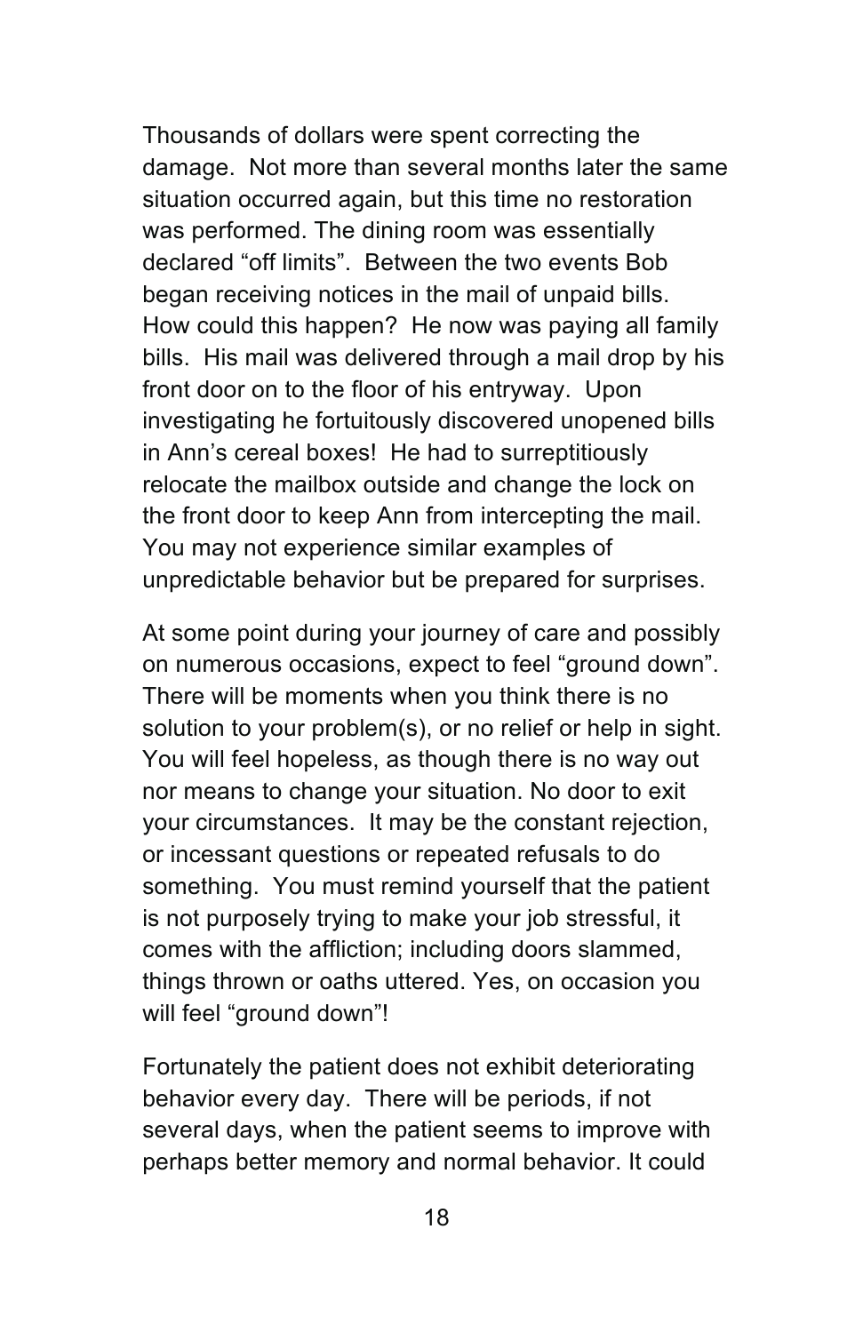Thousands of dollars were spent correcting the damage. Not more than several months later the same situation occurred again, but this time no restoration was performed. The dining room was essentially declared “off limits”. Between the two events Bob began receiving notices in the mail of unpaid bills. How could this happen? He now was paying all family bills. His mail was delivered through a mail drop by his front door on to the floor of his entryway. Upon investigating he fortuitously discovered unopened bills in Ann’s cereal boxes! He had to surreptitiously relocate the mailbox outside and change the lock on the front door to keep Ann from intercepting the mail. You may not experience similar examples of unpredictable behavior but be prepared for surprises.

At some point during your journey of care and possibly on numerous occasions, expect to feel “ground down”. There will be moments when you think there is no solution to your problem(s), or no relief or help in sight. You will feel hopeless, as though there is no way out nor means to change your situation. No door to exit your circumstances. It may be the constant rejection, or incessant questions or repeated refusals to do something. You must remind yourself that the patient is not purposely trying to make your job stressful, it comes with the affliction; including doors slammed, things thrown or oaths uttered. Yes, on occasion you will feel “ground down”!

Fortunately the patient does not exhibit deteriorating behavior every day. There will be periods, if not several days, when the patient seems to improve with perhaps better memory and normal behavior. It could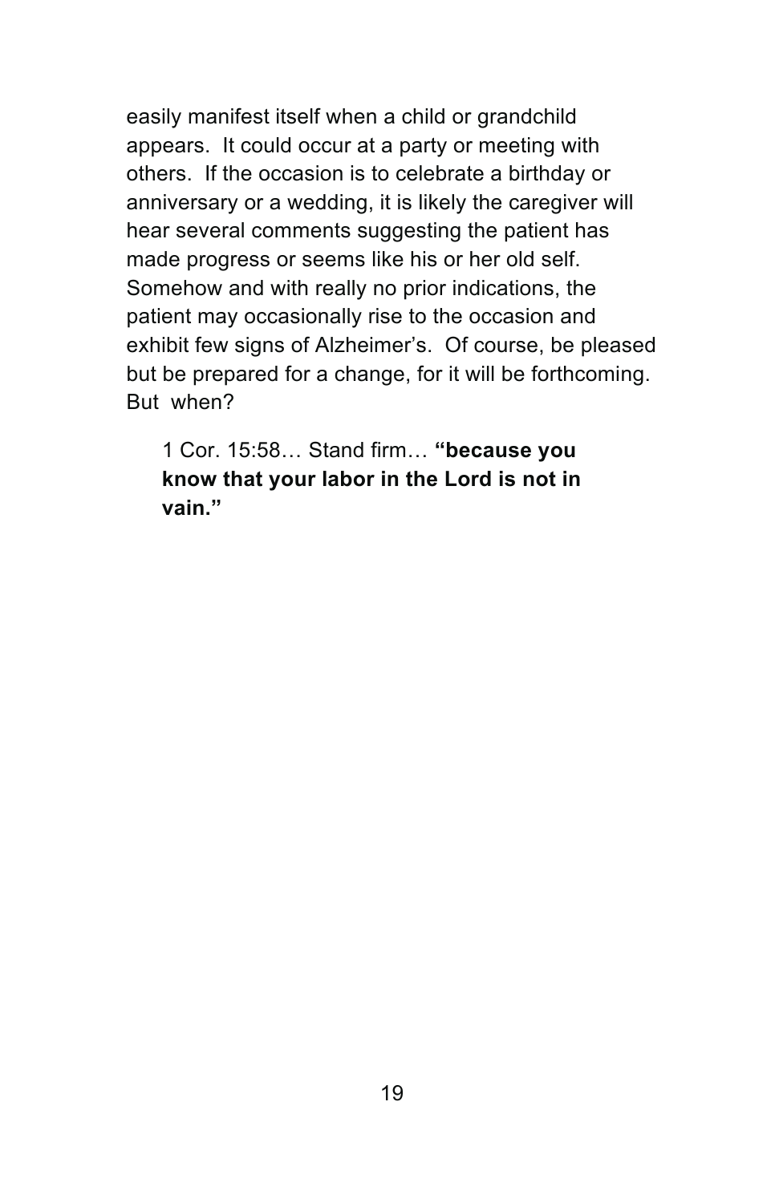easily manifest itself when a child or grandchild appears. It could occur at a party or meeting with others. If the occasion is to celebrate a birthday or anniversary or a wedding, it is likely the caregiver will hear several comments suggesting the patient has made progress or seems like his or her old self. Somehow and with really no prior indications, the patient may occasionally rise to the occasion and exhibit few signs of Alzheimer's. Of course, be pleased but be prepared for a change, for it will be forthcoming. But when?

> 1 Cor. 15:58… Stand firm… **"because you know that your labor in the Lord is not in vain."**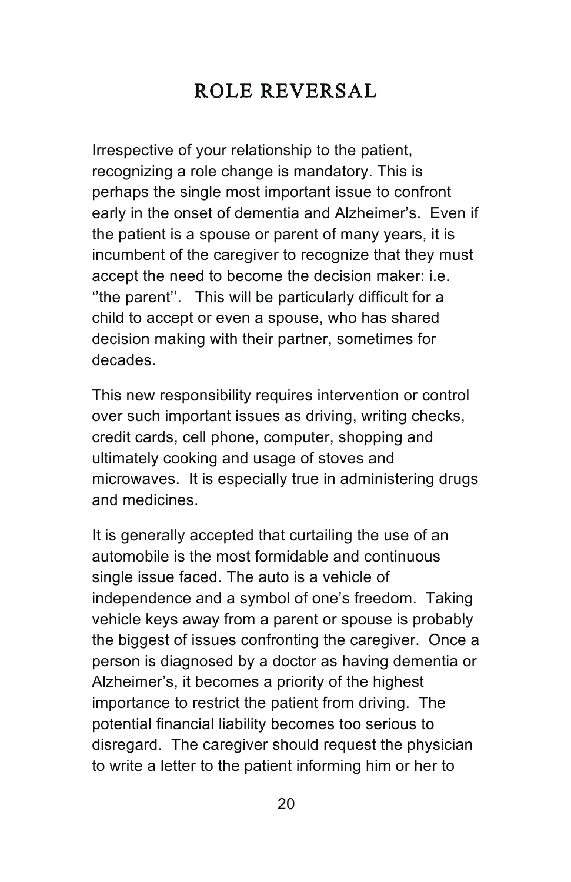# ROLE REVERSAL

Irrespective of your relationship to the patient, recognizing a role change is mandatory. This is perhaps the single most important issue to confront early in the onset of dementia and Alzheimer's. Even if the patient is a spouse or parent of many years, it is incumbent of the caregiver to recognize that they must accept the need to become the decision maker: i.e. ''the parent''. This will be particularly difficult for a child to accept or even a spouse, who has shared decision making with their partner, sometimes for decades.

This new responsibility requires intervention or control over such important issues as driving, writing checks, credit cards, cell phone, computer, shopping and ultimately cooking and usage of stoves and microwaves. It is especially true in administering drugs and medicines.

It is generally accepted that curtailing the use of an automobile is the most formidable and continuous single issue faced. The auto is a vehicle of independence and a symbol of one's freedom. Taking vehicle keys away from a parent or spouse is probably the biggest of issues confronting the caregiver. Once a person is diagnosed by a doctor as having dementia or Alzheimer's, it becomes a priority of the highest importance to restrict the patient from driving. The potential financial liability becomes too serious to disregard. The caregiver should request the physician to write a letter to the patient informing him or her to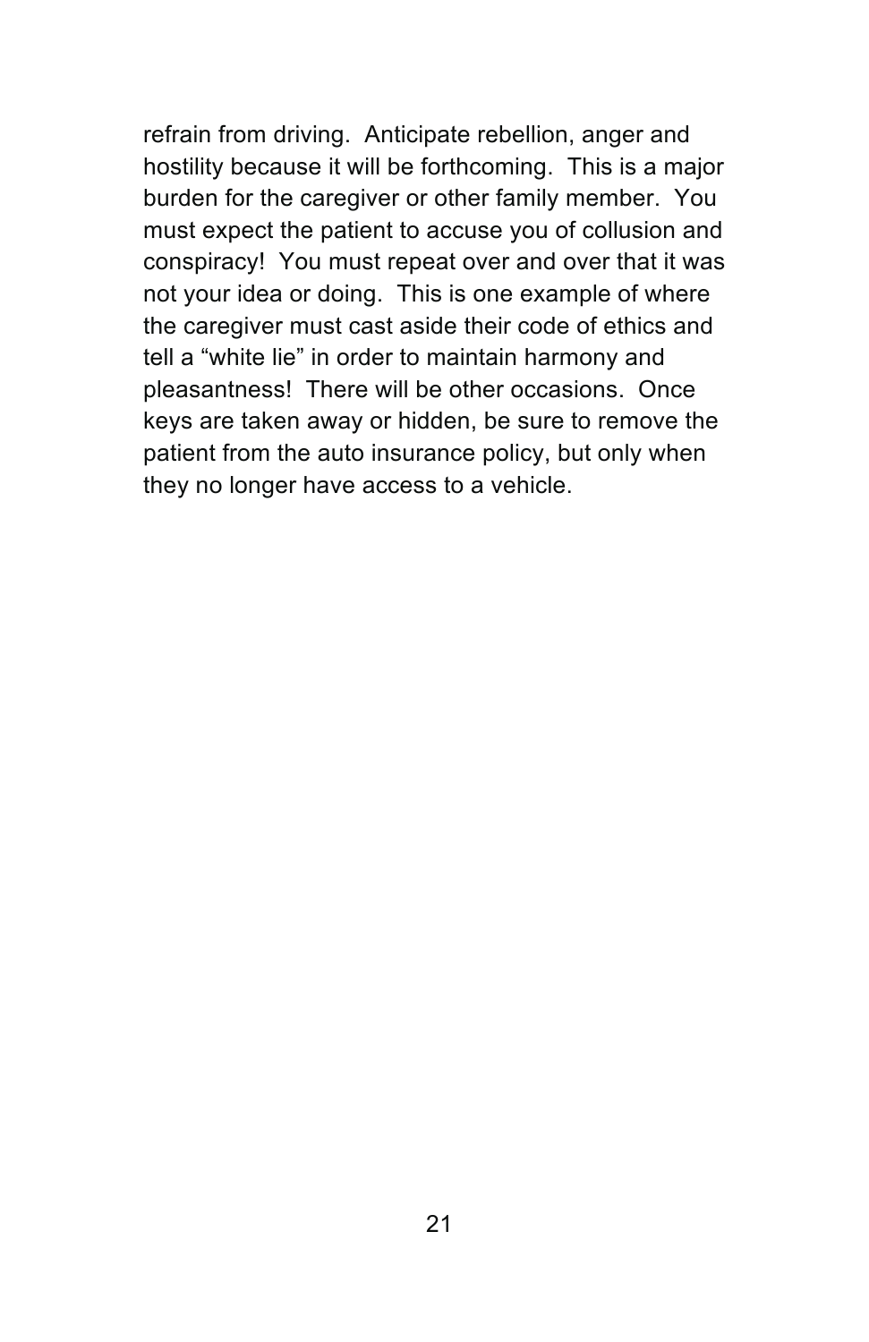refrain from driving. Anticipate rebellion, anger and hostility because it will be forthcoming. This is a major burden for the caregiver or other family member. You must expect the patient to accuse you of collusion and conspiracy! You must repeat over and over that it was not your idea or doing. This is one example of where the caregiver must cast aside their code of ethics and tell a "white lie" in order to maintain harmony and pleasantness! There will be other occasions. Once keys are taken away or hidden, be sure to remove the patient from the auto insurance policy, but only when they no longer have access to a vehicle.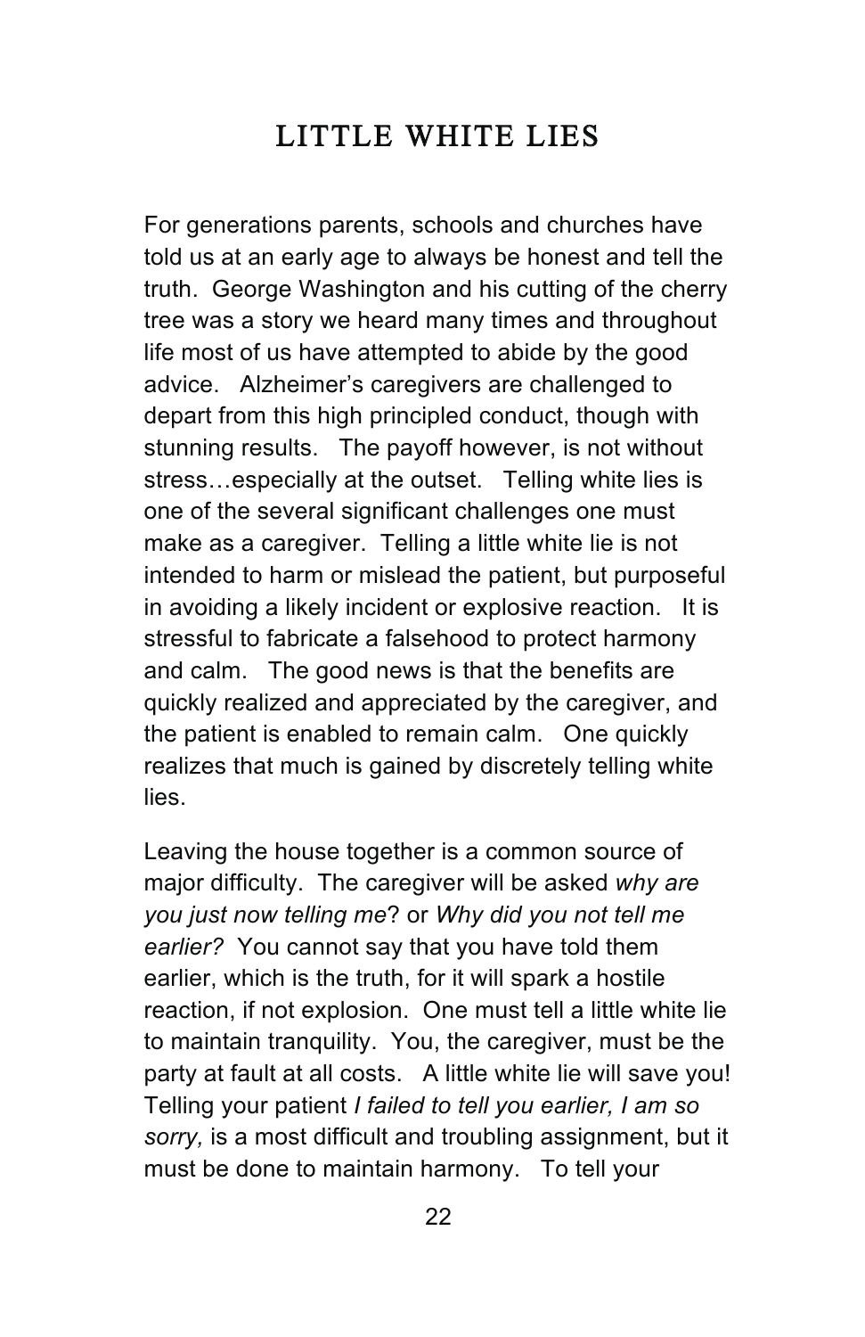## LITTLE WHITE LIES

For generations parents, schools and churches have told us at an early age to always be honest and tell the truth. George Washington and his cutting of the cherry tree was a story we heard many times and throughout life most of us have attempted to abide by the good advice. Alzheimer's caregivers are challenged to depart from this high principled conduct, though with stunning results. The payoff however, is not without stress…especially at the outset. Telling white lies is one of the several significant challenges one must make as a caregiver. Telling a little white lie is not intended to harm or mislead the patient, but purposeful in avoiding a likely incident or explosive reaction. It is stressful to fabricate a falsehood to protect harmony and calm. The good news is that the benefits are quickly realized and appreciated by the caregiver, and the patient is enabled to remain calm. One quickly realizes that much is gained by discretely telling white lies.

Leaving the house together is a common source of major difficulty. The caregiver will be asked *why are you just now telling me*? or *Why did you not tell me earlier?* You cannot say that you have told them earlier, which is the truth, for it will spark a hostile reaction, if not explosion. One must tell a little white lie to maintain tranquility. You, the caregiver, must be the party at fault at all costs. A little white lie will save you! Telling your patient *I failed to tell you earlier, I am so sorry,* is a most difficult and troubling assignment, but it must be done to maintain harmony. To tell your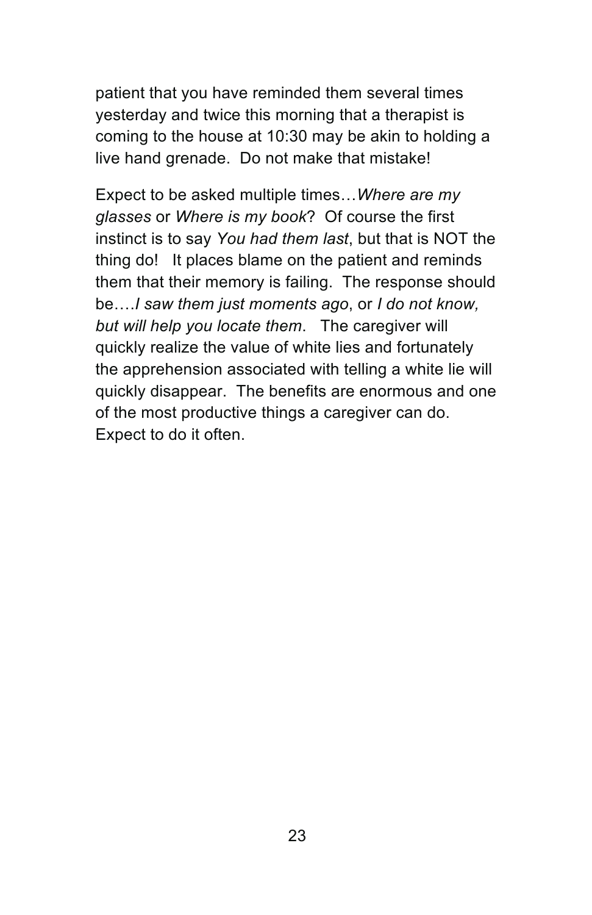patient that you have reminded them several times yesterday and twice this morning that a therapist is coming to the house at 10:30 may be akin to holding a live hand grenade. Do not make that mistake!

Expect to be asked multiple times…*Where are my glasses* or *Where is my book*? Of course the first instinct is to say *You had them last*, but that is NOT the thing do! It places blame on the patient and reminds them that their memory is failing. The response should be….*I saw them just moments ago*, or *I do not know, but will help you locate them*. The caregiver will quickly realize the value of white lies and fortunately the apprehension associated with telling a white lie will quickly disappear. The benefits are enormous and one of the most productive things a caregiver can do. Expect to do it often.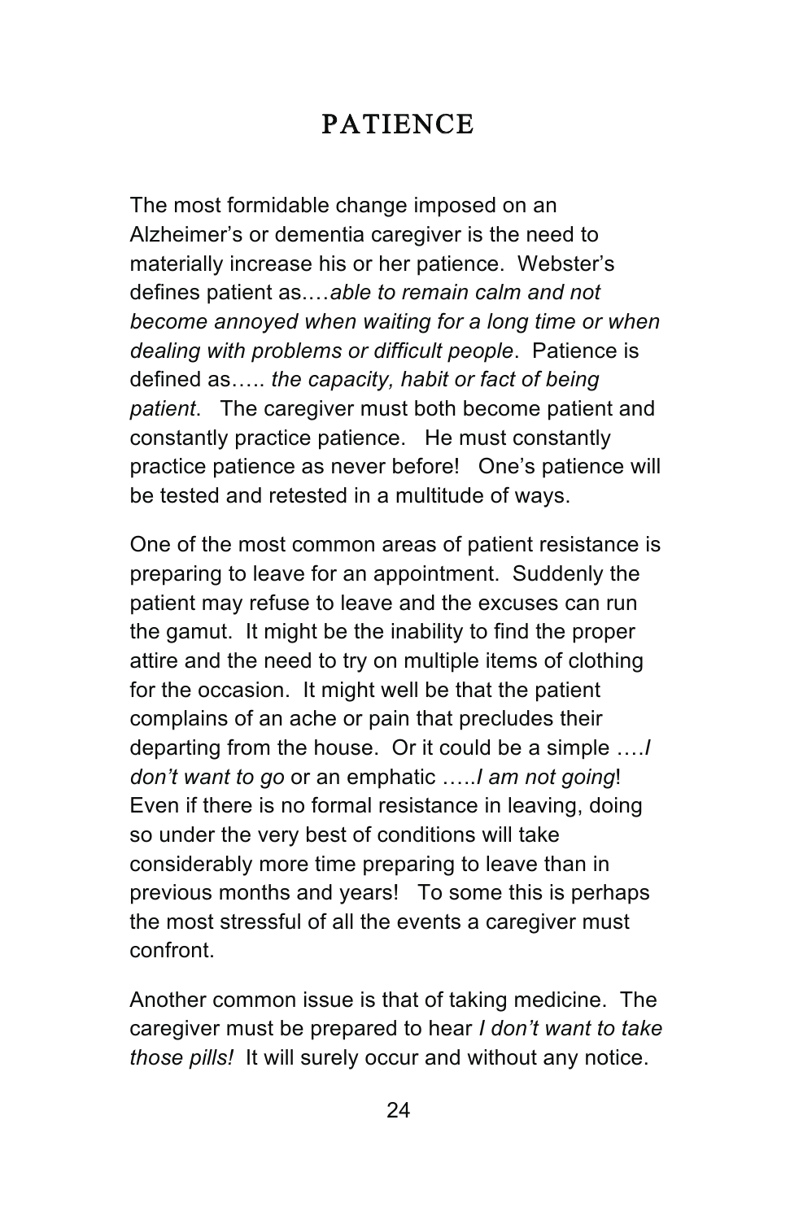# PATIENCE

The most formidable change imposed on an Alzheimer's or dementia caregiver is the need to materially increase his or her patience. Webster's defines patient as.…*able to remain calm and not become annoyed when waiting for a long time or when dealing with problems or difficult people*. Patience is defined as….. *the capacity, habit or fact of being patient*. The caregiver must both become patient and constantly practice patience. He must constantly practice patience as never before! One's patience will be tested and retested in a multitude of ways.

One of the most common areas of patient resistance is preparing to leave for an appointment. Suddenly the patient may refuse to leave and the excuses can run the gamut. It might be the inability to find the proper attire and the need to try on multiple items of clothing for the occasion. It might well be that the patient complains of an ache or pain that precludes their departing from the house. Or it could be a simple ….*I don't want to go* or an emphatic …..*I am not going*! Even if there is no formal resistance in leaving, doing so under the very best of conditions will take considerably more time preparing to leave than in previous months and years! To some this is perhaps the most stressful of all the events a caregiver must confront.

Another common issue is that of taking medicine. The caregiver must be prepared to hear *I don't want to take those pills!* It will surely occur and without any notice.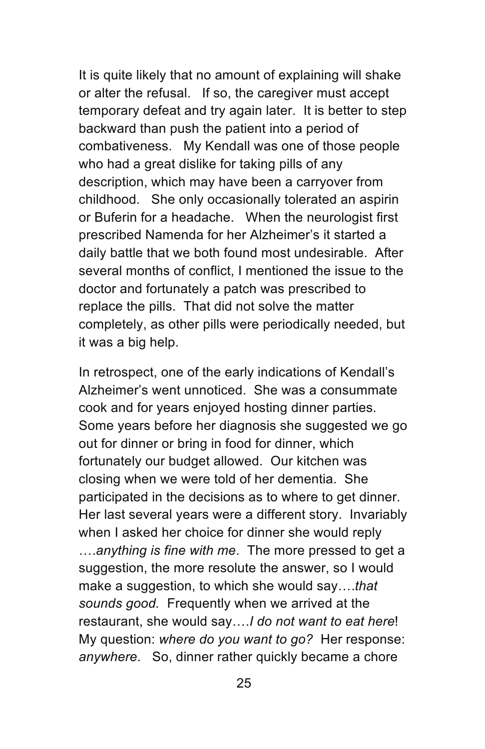It is quite likely that no amount of explaining will shake or alter the refusal. If so, the caregiver must accept temporary defeat and try again later. It is better to step backward than push the patient into a period of combativeness. My Kendall was one of those people who had a great dislike for taking pills of any description, which may have been a carryover from childhood. She only occasionally tolerated an aspirin or Buferin for a headache. When the neurologist first prescribed Namenda for her Alzheimer's it started a daily battle that we both found most undesirable. After several months of conflict, I mentioned the issue to the doctor and fortunately a patch was prescribed to replace the pills. That did not solve the matter completely, as other pills were periodically needed, but it was a big help.

In retrospect, one of the early indications of Kendall's Alzheimer's went unnoticed. She was a consummate cook and for years enjoyed hosting dinner parties. Some years before her diagnosis she suggested we go out for dinner or bring in food for dinner, which fortunately our budget allowed. Our kitchen was closing when we were told of her dementia. She participated in the decisions as to where to get dinner. Her last several years were a different story. Invariably when I asked her choice for dinner she would reply ….*anything is fine with me*. The more pressed to get a suggestion, the more resolute the answer, so I would make a suggestion, to which she would say….*that sounds good.* Frequently when we arrived at the restaurant, she would say….*I do not want to eat here*! My question: *where do you want to go?* Her response: *anywhere*. So, dinner rather quickly became a chore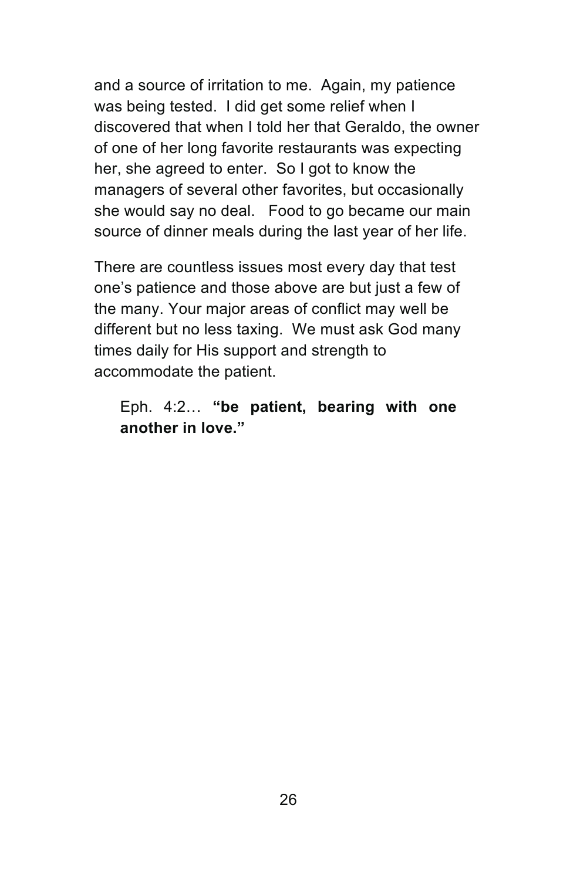and a source of irritation to me. Again, my patience was being tested. I did get some relief when I discovered that when I told her that Geraldo, the owner of one of her long favorite restaurants was expecting her, she agreed to enter. So I got to know the managers of several other favorites, but occasionally she would say no deal. Food to go became our main source of dinner meals during the last year of her life.

There are countless issues most every day that test one's patience and those above are but just a few of the many. Your major areas of conflict may well be different but no less taxing. We must ask God many times daily for His support and strength to accommodate the patient.

> Eph. 4:2… **"be patient, bearing with one another in love."**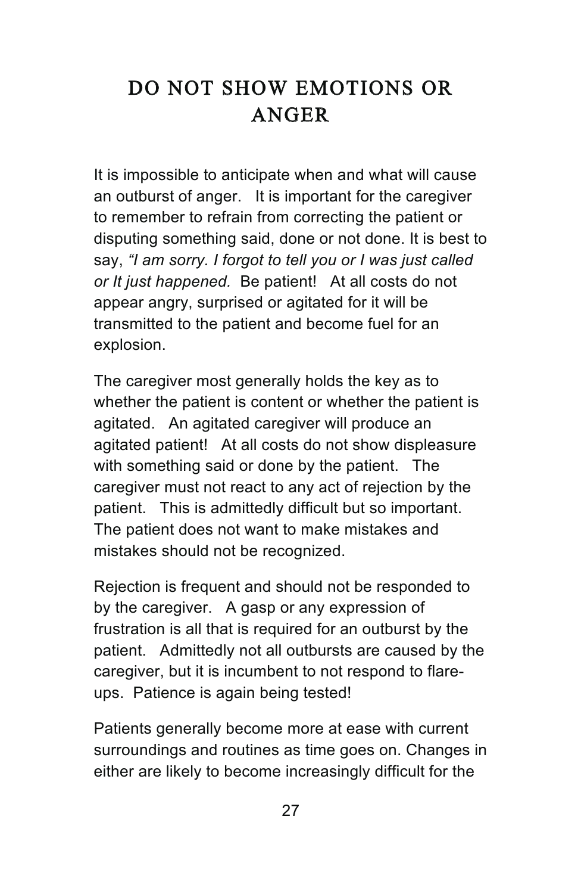# DO NOT SHOW EMOTIONS OR ANGER

It is impossible to anticipate when and what will cause an outburst of anger. It is important for the caregiver to remember to refrain from correcting the patient or disputing something said, done or not done. It is best to say, *"I am sorry. I forgot to tell you or I was just called or It just happened.* Be patient! At all costs do not appear angry, surprised or agitated for it will be transmitted to the patient and become fuel for an explosion.

The caregiver most generally holds the key as to whether the patient is content or whether the patient is agitated. An agitated caregiver will produce an agitated patient! At all costs do not show displeasure with something said or done by the patient. The caregiver must not react to any act of rejection by the patient. This is admittedly difficult but so important. The patient does not want to make mistakes and mistakes should not be recognized.

Rejection is frequent and should not be responded to by the caregiver. A gasp or any expression of frustration is all that is required for an outburst by the patient. Admittedly not all outbursts are caused by the caregiver, but it is incumbent to not respond to flare-ups. Patience is again being tested!

Patients generally become more at ease with current surroundings and routines as time goes on. Changes in either are likely to become increasingly difficult for the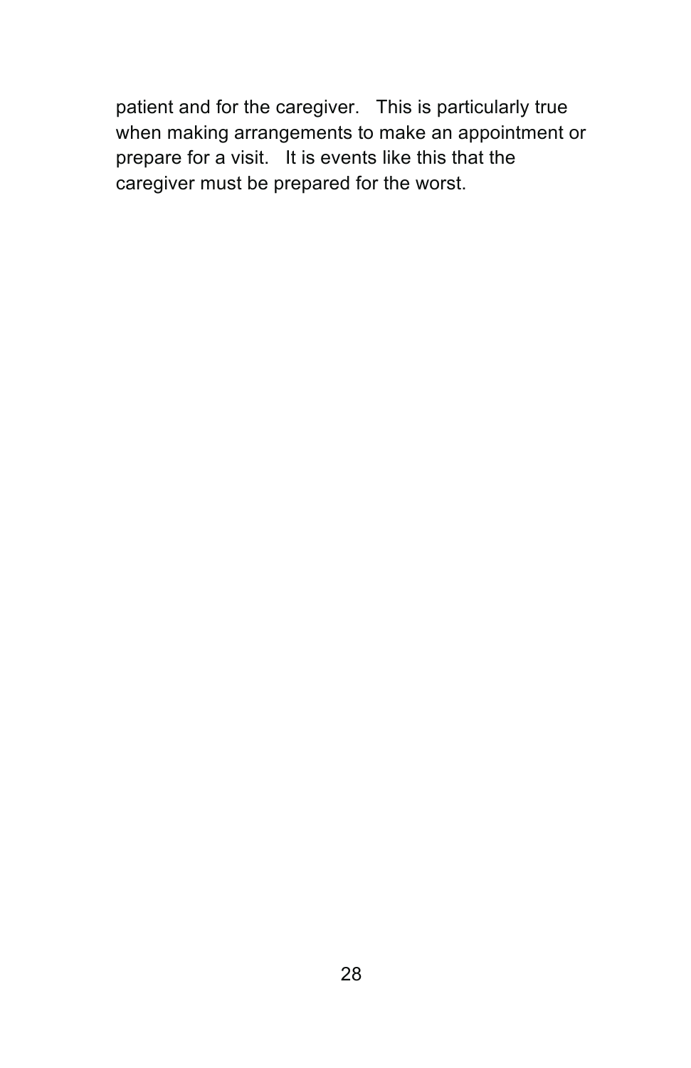patient and for the caregiver.   This is particularly true when making arrangements to make an appointment or prepare for a visit.   It is events like this that the caregiver must be prepared for the worst.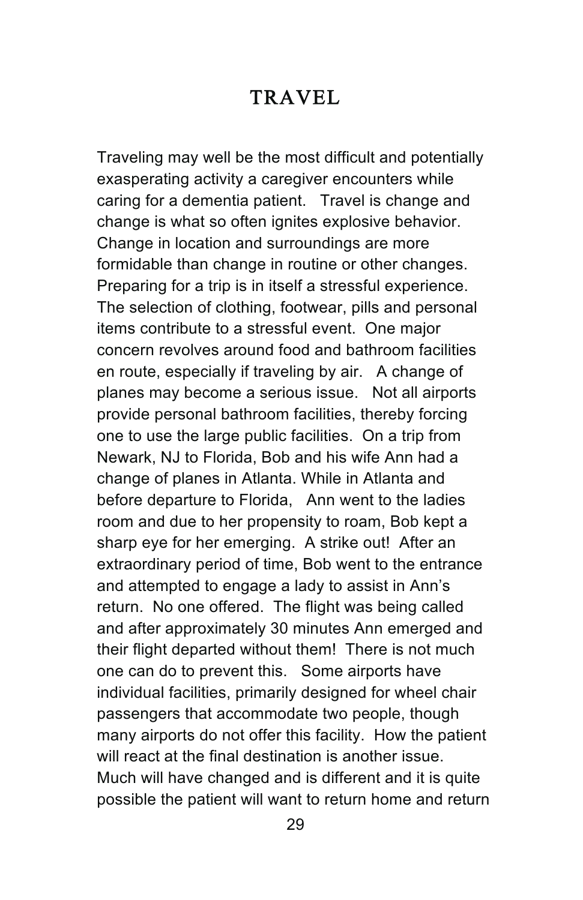# TRAVEL

Traveling may well be the most difficult and potentially exasperating activity a caregiver encounters while caring for a dementia patient. Travel is change and change is what so often ignites explosive behavior. Change in location and surroundings are more formidable than change in routine or other changes. Preparing for a trip is in itself a stressful experience. The selection of clothing, footwear, pills and personal items contribute to a stressful event. One major concern revolves around food and bathroom facilities en route, especially if traveling by air. A change of planes may become a serious issue. Not all airports provide personal bathroom facilities, thereby forcing one to use the large public facilities. On a trip from Newark, NJ to Florida, Bob and his wife Ann had a change of planes in Atlanta. While in Atlanta and before departure to Florida, Ann went to the ladies room and due to her propensity to roam, Bob kept a sharp eye for her emerging. A strike out! After an extraordinary period of time, Bob went to the entrance and attempted to engage a lady to assist in Ann's return. No one offered. The flight was being called and after approximately 30 minutes Ann emerged and their flight departed without them! There is not much one can do to prevent this. Some airports have individual facilities, primarily designed for wheel chair passengers that accommodate two people, though many airports do not offer this facility. How the patient will react at the final destination is another issue. Much will have changed and is different and it is quite possible the patient will want to return home and return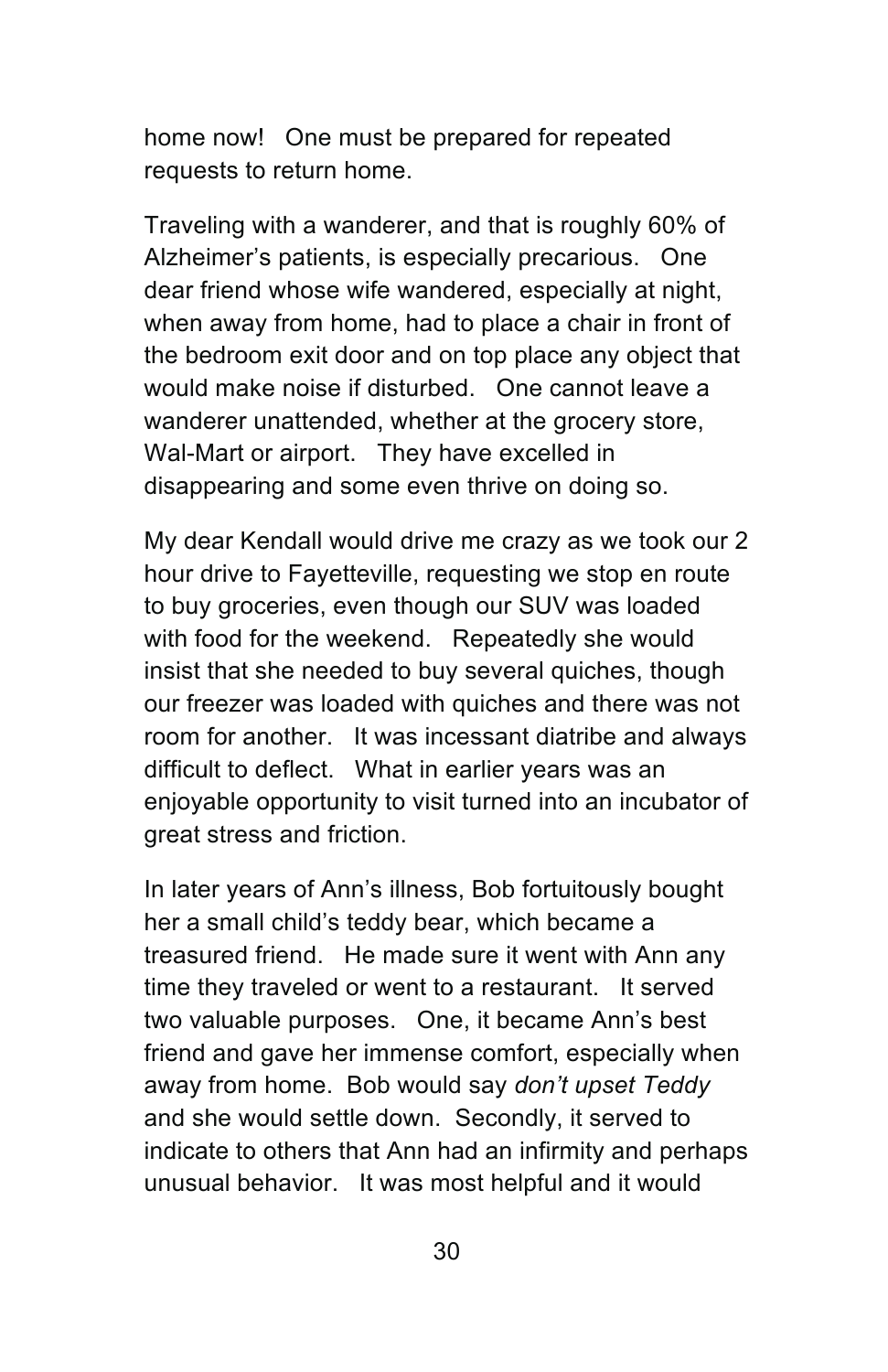home now! One must be prepared for repeated requests to return home.

Traveling with a wanderer, and that is roughly 60% of Alzheimer's patients, is especially precarious. One dear friend whose wife wandered, especially at night, when away from home, had to place a chair in front of the bedroom exit door and on top place any object that would make noise if disturbed. One cannot leave a wanderer unattended, whether at the grocery store, Wal-Mart or airport. They have excelled in disappearing and some even thrive on doing so.

My dear Kendall would drive me crazy as we took our 2 hour drive to Fayetteville, requesting we stop en route to buy groceries, even though our SUV was loaded with food for the weekend. Repeatedly she would insist that she needed to buy several quiches, though our freezer was loaded with quiches and there was not room for another. It was incessant diatribe and always difficult to deflect. What in earlier years was an enjoyable opportunity to visit turned into an incubator of great stress and friction.

In later years of Ann's illness, Bob fortuitously bought her a small child's teddy bear, which became a treasured friend. He made sure it went with Ann any time they traveled or went to a restaurant. It served two valuable purposes. One, it became Ann's best friend and gave her immense comfort, especially when away from home. Bob would say *don't upset Teddy* and she would settle down. Secondly, it served to indicate to others that Ann had an infirmity and perhaps unusual behavior. It was most helpful and it would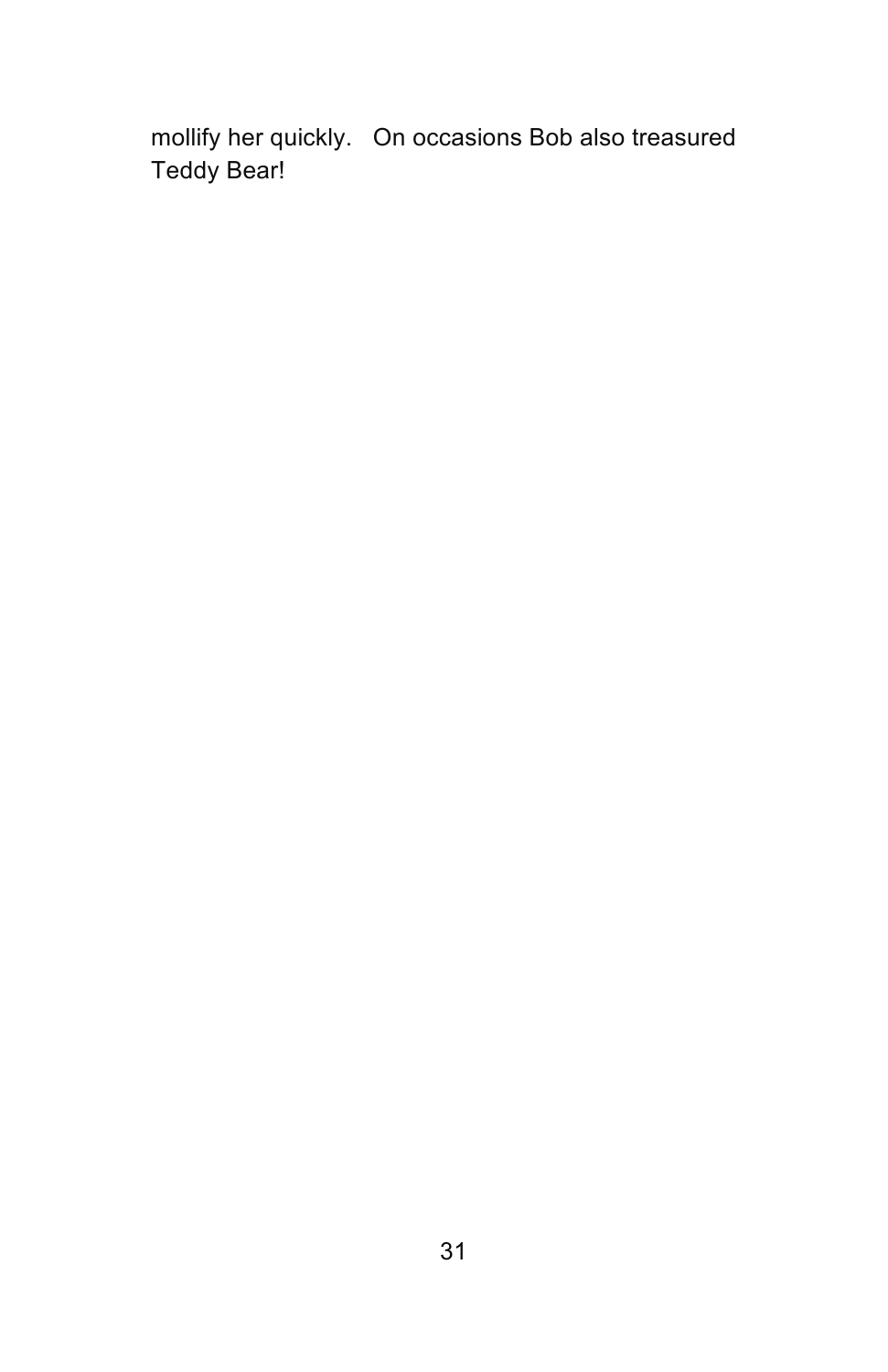mollify her quickly.   On occasions Bob also treasured Teddy Bear!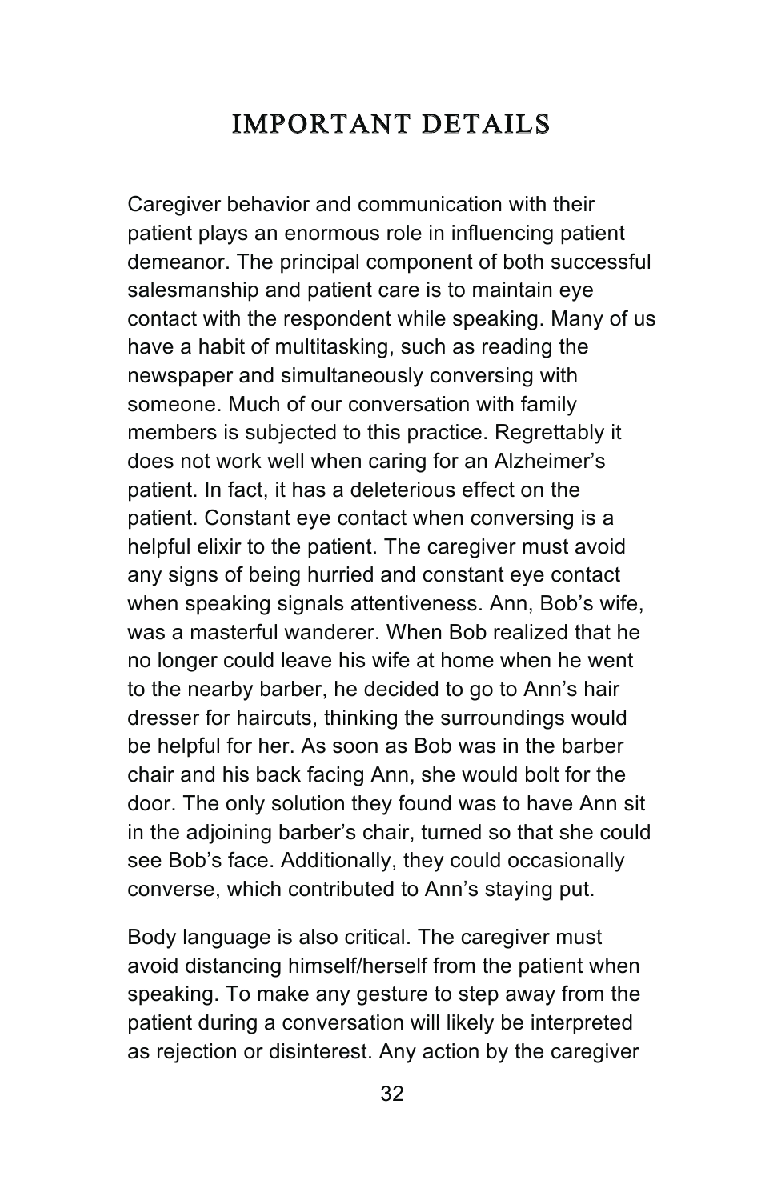# IMPORTANT DETAILS

Caregiver behavior and communication with their patient plays an enormous role in influencing patient demeanor. The principal component of both successful salesmanship and patient care is to maintain eye contact with the respondent while speaking. Many of us have a habit of multitasking, such as reading the newspaper and simultaneously conversing with someone. Much of our conversation with family members is subjected to this practice. Regrettably it does not work well when caring for an Alzheimer's patient. In fact, it has a deleterious effect on the patient. Constant eye contact when conversing is a helpful elixir to the patient. The caregiver must avoid any signs of being hurried and constant eye contact when speaking signals attentiveness. Ann, Bob's wife, was a masterful wanderer. When Bob realized that he no longer could leave his wife at home when he went to the nearby barber, he decided to go to Ann's hair dresser for haircuts, thinking the surroundings would be helpful for her. As soon as Bob was in the barber chair and his back facing Ann, she would bolt for the door. The only solution they found was to have Ann sit in the adjoining barber's chair, turned so that she could see Bob's face. Additionally, they could occasionally converse, which contributed to Ann's staying put.

Body language is also critical. The caregiver must avoid distancing himself/herself from the patient when speaking. To make any gesture to step away from the patient during a conversation will likely be interpreted as rejection or disinterest. Any action by the caregiver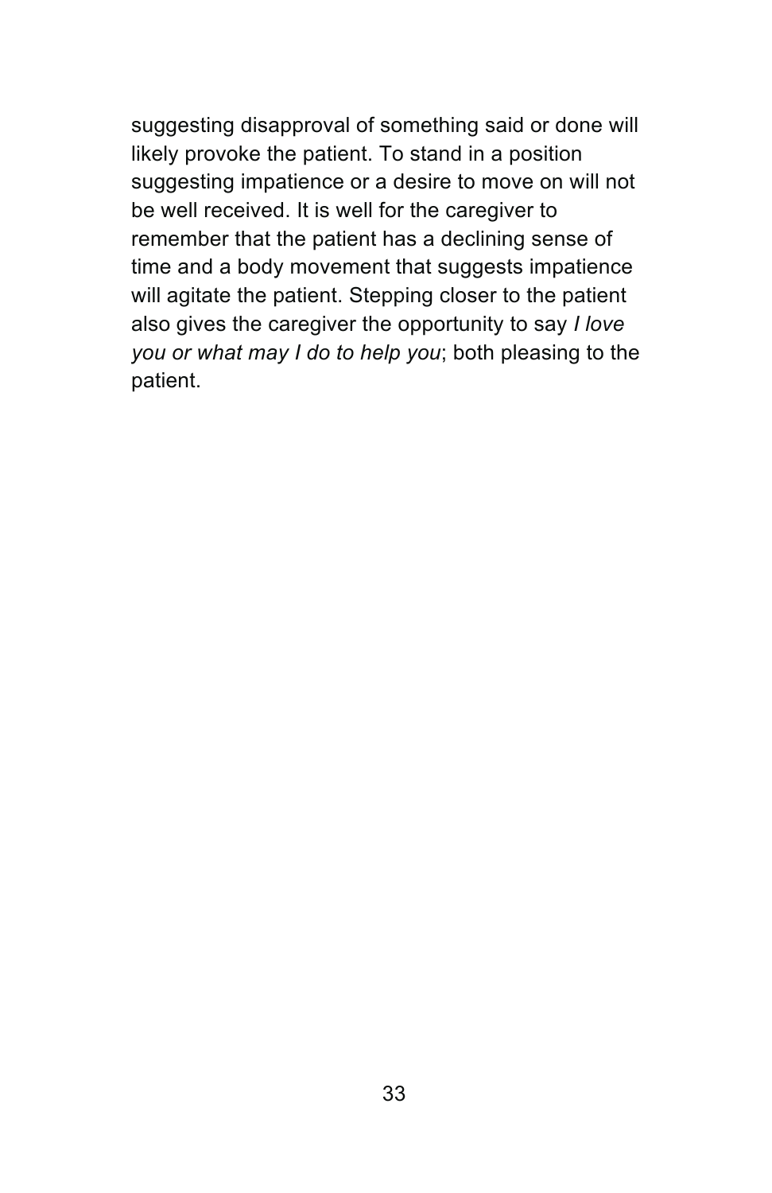suggesting disapproval of something said or done will likely provoke the patient. To stand in a position suggesting impatience or a desire to move on will not be well received. It is well for the caregiver to remember that the patient has a declining sense of time and a body movement that suggests impatience will agitate the patient. Stepping closer to the patient also gives the caregiver the opportunity to say *I love you or what may I do to help you*; both pleasing to the patient.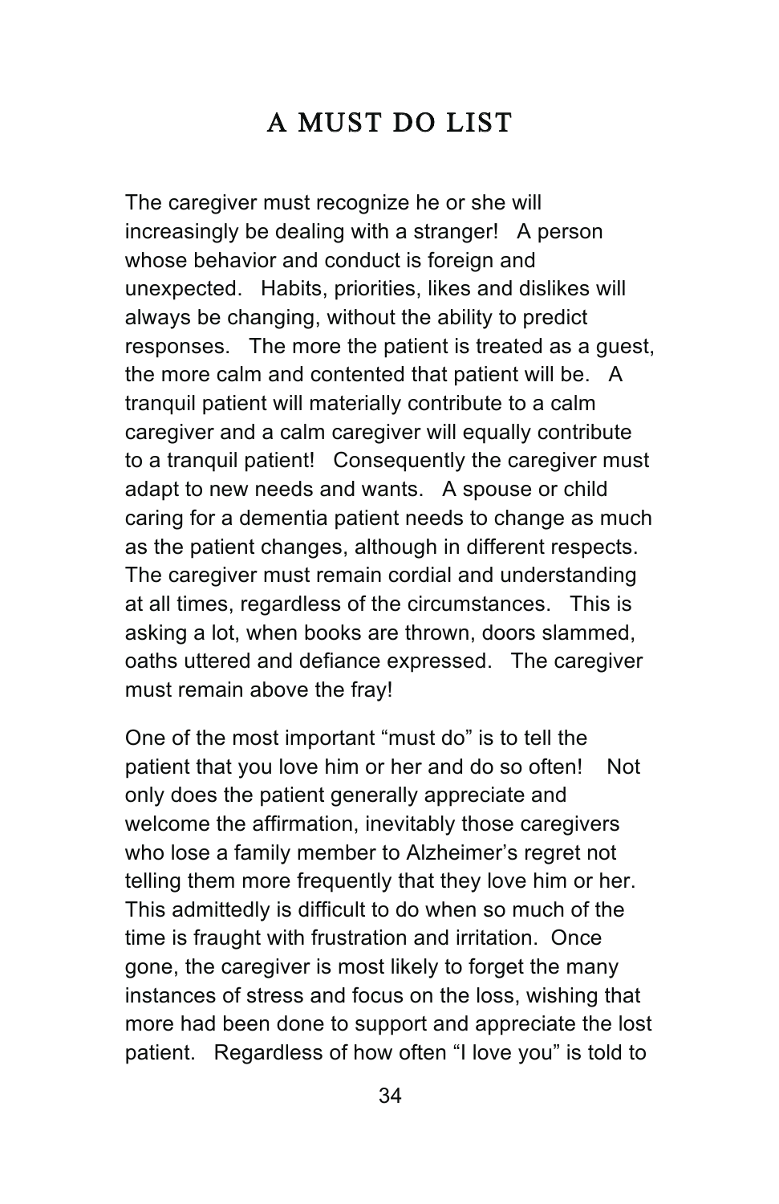# A MUST DO LIST

The caregiver must recognize he or she will increasingly be dealing with a stranger! A person whose behavior and conduct is foreign and unexpected. Habits, priorities, likes and dislikes will always be changing, without the ability to predict responses. The more the patient is treated as a guest, the more calm and contented that patient will be. A tranquil patient will materially contribute to a calm caregiver and a calm caregiver will equally contribute to a tranquil patient! Consequently the caregiver must adapt to new needs and wants. A spouse or child caring for a dementia patient needs to change as much as the patient changes, although in different respects. The caregiver must remain cordial and understanding at all times, regardless of the circumstances. This is asking a lot, when books are thrown, doors slammed, oaths uttered and defiance expressed. The caregiver must remain above the fray!

One of the most important "must do" is to tell the patient that you love him or her and do so often! Not only does the patient generally appreciate and welcome the affirmation, inevitably those caregivers who lose a family member to Alzheimer's regret not telling them more frequently that they love him or her. This admittedly is difficult to do when so much of the time is fraught with frustration and irritation. Once gone, the caregiver is most likely to forget the many instances of stress and focus on the loss, wishing that more had been done to support and appreciate the lost patient. Regardless of how often "I love you" is told to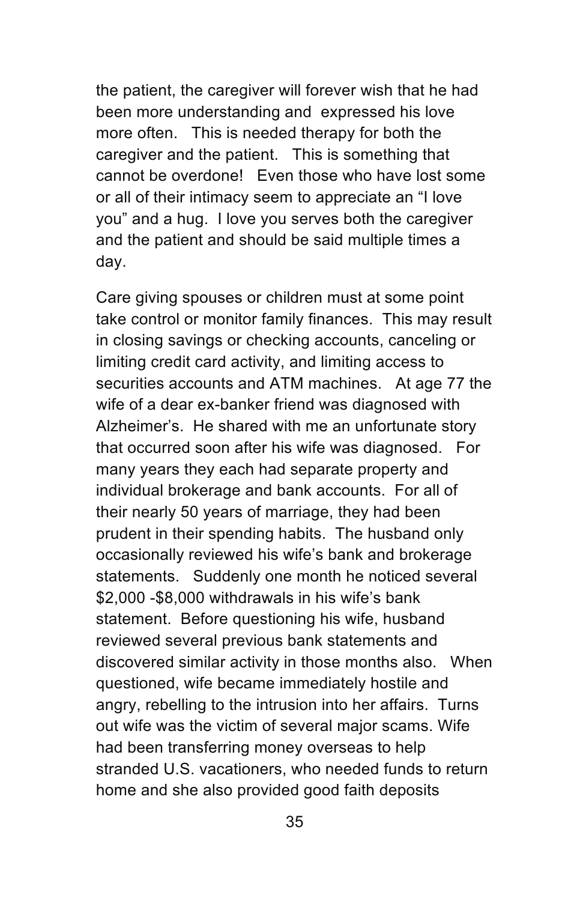the patient, the caregiver will forever wish that he had been more understanding and expressed his love more often. This is needed therapy for both the caregiver and the patient. This is something that cannot be overdone! Even those who have lost some or all of their intimacy seem to appreciate an "I love you" and a hug. I love you serves both the caregiver and the patient and should be said multiple times a day.

Care giving spouses or children must at some point take control or monitor family finances. This may result in closing savings or checking accounts, canceling or limiting credit card activity, and limiting access to securities accounts and ATM machines. At age 77 the wife of a dear ex-banker friend was diagnosed with Alzheimer's. He shared with me an unfortunate story that occurred soon after his wife was diagnosed. For many years they each had separate property and individual brokerage and bank accounts. For all of their nearly 50 years of marriage, they had been prudent in their spending habits. The husband only occasionally reviewed his wife's bank and brokerage statements. Suddenly one month he noticed several $2,000 -$8,000 withdrawals in his wife's bank statement. Before questioning his wife, husband reviewed several previous bank statements and discovered similar activity in those months also. When questioned, wife became immediately hostile and angry, rebelling to the intrusion into her affairs. Turns out wife was the victim of several major scams. Wife had been transferring money overseas to help stranded U.S. vacationers, who needed funds to return home and she also provided good faith deposits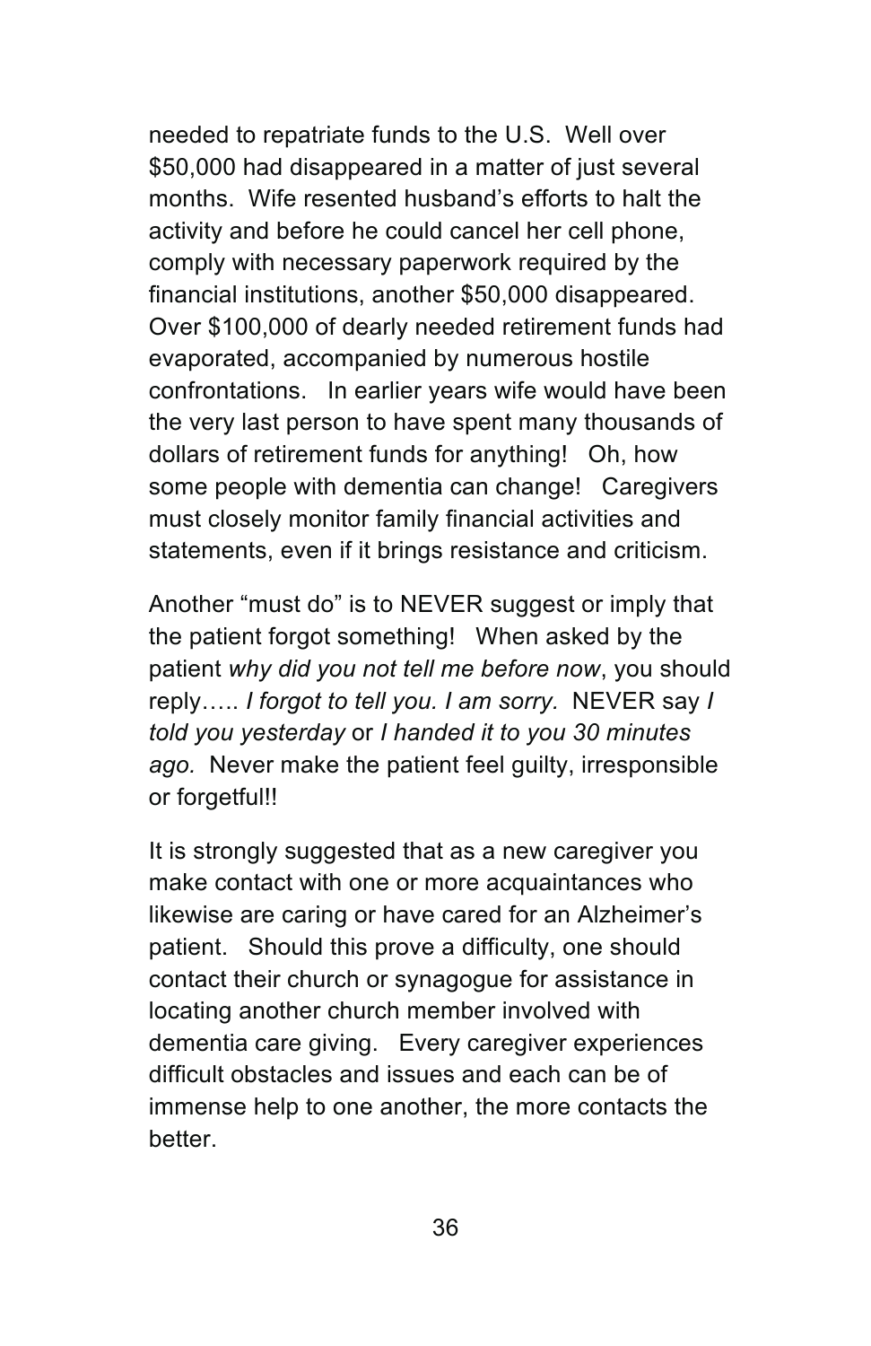needed to repatriate funds to the U.S. Well over $50,000 had disappeared in a matter of just several months. Wife resented husband's efforts to halt the activity and before he could cancel her cell phone, comply with necessary paperwork required by the financial institutions, another $50,000 disappeared. Over $100,000 of dearly needed retirement funds had evaporated, accompanied by numerous hostile confrontations. In earlier years wife would have been the very last person to have spent many thousands of dollars of retirement funds for anything! Oh, how some people with dementia can change! Caregivers must closely monitor family financial activities and statements, even if it brings resistance and criticism.

Another "must do" is to NEVER suggest or imply that the patient forgot something! When asked by the patient *why did you not tell me before now*, you should reply….. *I forgot to tell you. I am sorry.* NEVER say *I told you yesterday* or *I handed it to you 30 minutes ago.* Never make the patient feel guilty, irresponsible or forgetful!!

It is strongly suggested that as a new caregiver you make contact with one or more acquaintances who likewise are caring or have cared for an Alzheimer's patient. Should this prove a difficulty, one should contact their church or synagogue for assistance in locating another church member involved with dementia care giving. Every caregiver experiences difficult obstacles and issues and each can be of immense help to one another, the more contacts the better.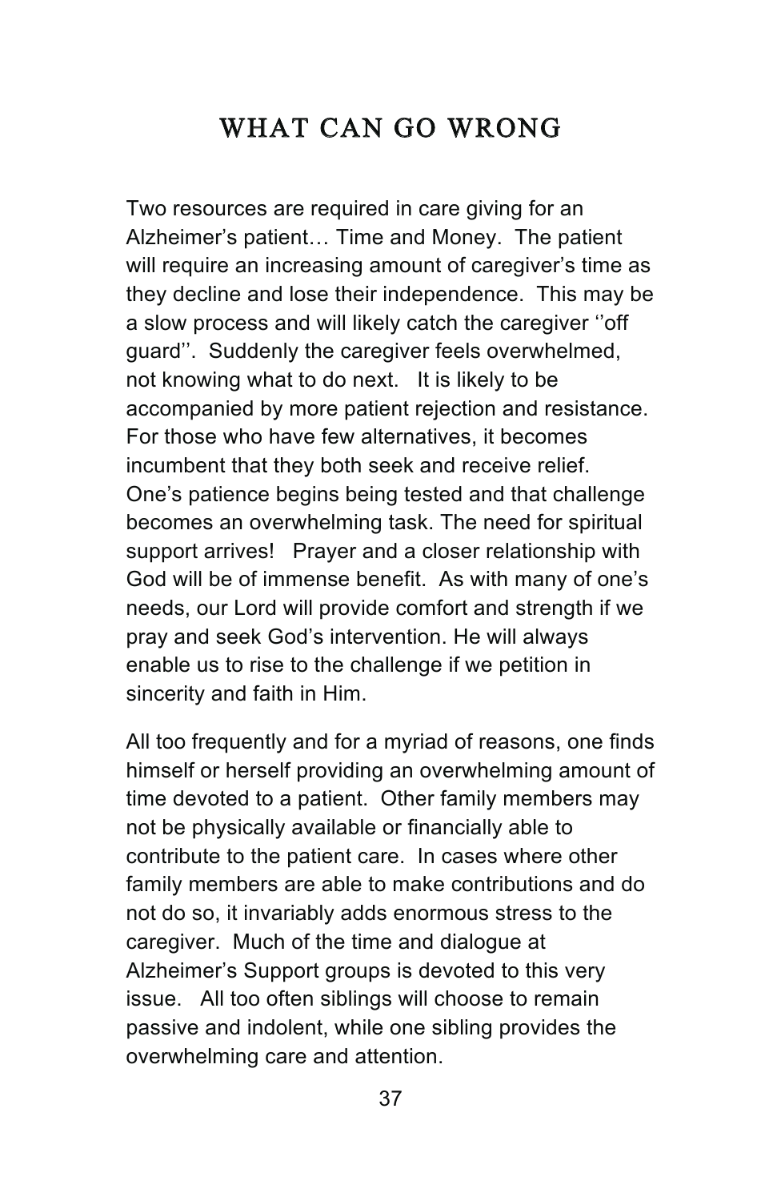# WHAT CAN GO WRONG

Two resources are required in care giving for an Alzheimer's patient… Time and Money. The patient will require an increasing amount of caregiver's time as they decline and lose their independence. This may be a slow process and will likely catch the caregiver ''off guard''. Suddenly the caregiver feels overwhelmed, not knowing what to do next. It is likely to be accompanied by more patient rejection and resistance. For those who have few alternatives, it becomes incumbent that they both seek and receive relief. One's patience begins being tested and that challenge becomes an overwhelming task. The need for spiritual support arrives! Prayer and a closer relationship with God will be of immense benefit. As with many of one's needs, our Lord will provide comfort and strength if we pray and seek God's intervention. He will always enable us to rise to the challenge if we petition in sincerity and faith in Him.

All too frequently and for a myriad of reasons, one finds himself or herself providing an overwhelming amount of time devoted to a patient. Other family members may not be physically available or financially able to contribute to the patient care. In cases where other family members are able to make contributions and do not do so, it invariably adds enormous stress to the caregiver. Much of the time and dialogue at Alzheimer's Support groups is devoted to this very issue. All too often siblings will choose to remain passive and indolent, while one sibling provides the overwhelming care and attention.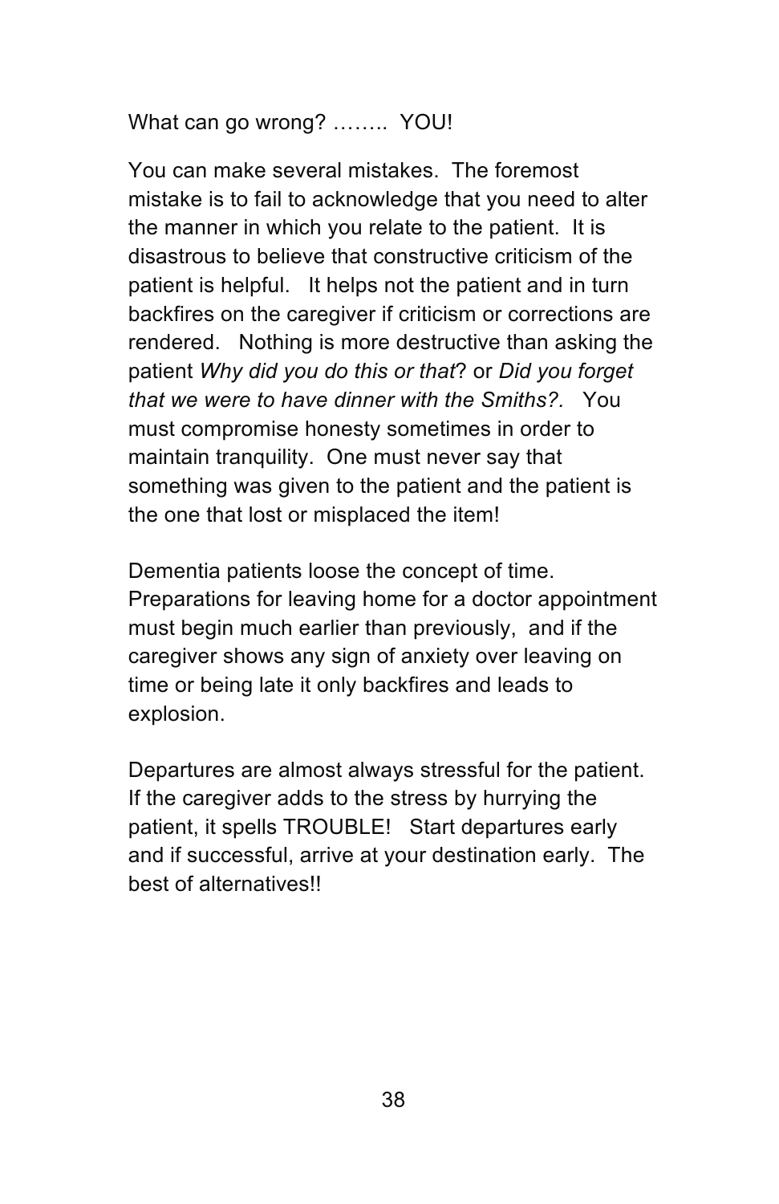What can go wrong? …….. YOU!

You can make several mistakes. The foremost mistake is to fail to acknowledge that you need to alter the manner in which you relate to the patient. It is disastrous to believe that constructive criticism of the patient is helpful. It helps not the patient and in turn backfires on the caregiver if criticism or corrections are rendered. Nothing is more destructive than asking the patient *Why did you do this or that*? or *Did you forget that we were to have dinner with the Smiths?.* You must compromise honesty sometimes in order to maintain tranquility. One must never say that something was given to the patient and the patient is the one that lost or misplaced the item!

Dementia patients loose the concept of time. Preparations for leaving home for a doctor appointment must begin much earlier than previously, and if the caregiver shows any sign of anxiety over leaving on time or being late it only backfires and leads to explosion.

Departures are almost always stressful for the patient. If the caregiver adds to the stress by hurrying the patient, it spells TROUBLE! Start departures early and if successful, arrive at your destination early. The best of alternatives!!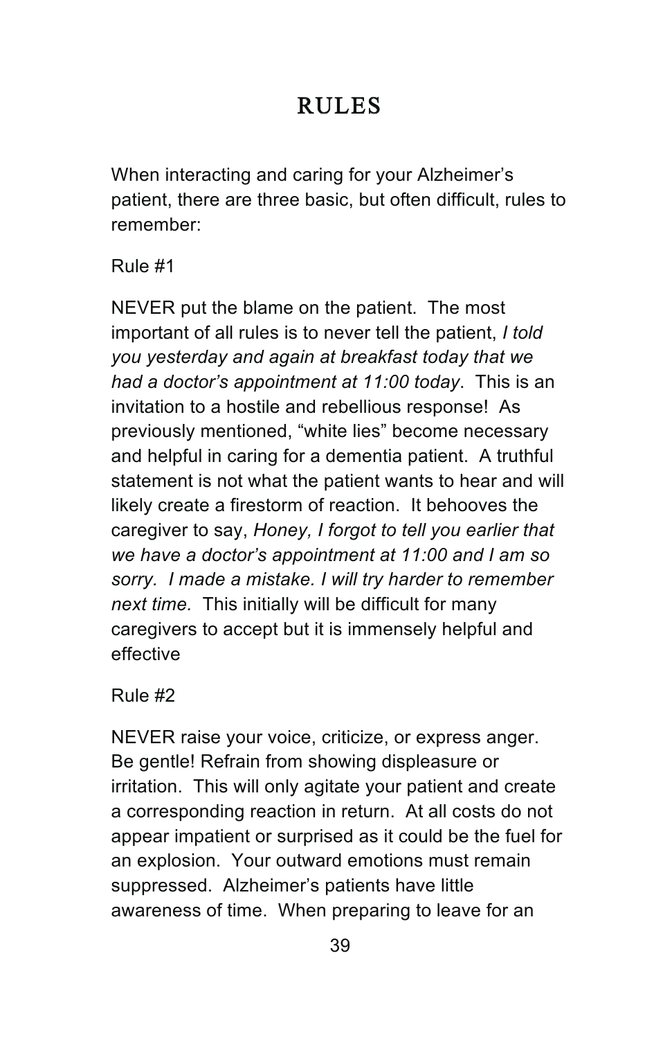# RULES

When interacting and caring for your Alzheimer's patient, there are three basic, but often difficult, rules to remember:

Rule #1

NEVER put the blame on the patient. The most important of all rules is to never tell the patient, *I told you yesterday and again at breakfast today that we had a doctor's appointment at 11:00 today*. This is an invitation to a hostile and rebellious response! As previously mentioned, "white lies" become necessary and helpful in caring for a dementia patient. A truthful statement is not what the patient wants to hear and will likely create a firestorm of reaction. It behooves the caregiver to say, *Honey, I forgot to tell you earlier that we have a doctor's appointment at 11:00 and I am so sorry. I made a mistake. I will try harder to remember next time.* This initially will be difficult for many caregivers to accept but it is immensely helpful and effective

Rule #2

NEVER raise your voice, criticize, or express anger. Be gentle! Refrain from showing displeasure or irritation. This will only agitate your patient and create a corresponding reaction in return. At all costs do not appear impatient or surprised as it could be the fuel for an explosion. Your outward emotions must remain suppressed. Alzheimer's patients have little awareness of time. When preparing to leave for an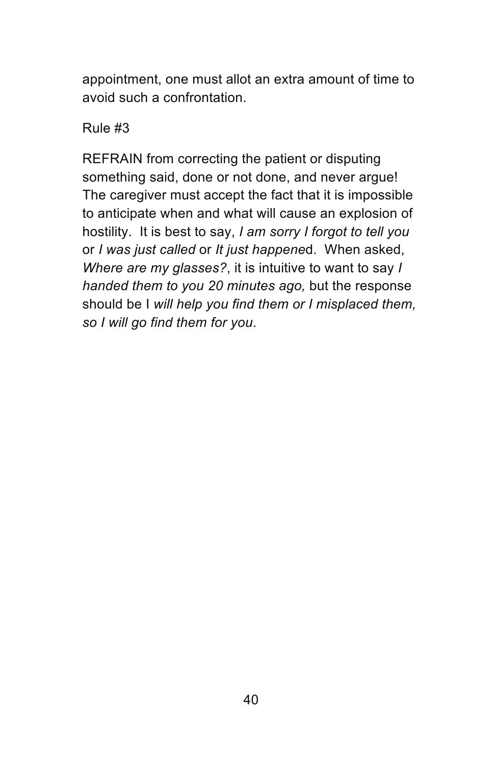appointment, one must allot an extra amount of time to avoid such a confrontation.

Rule #3

REFRAIN from correcting the patient or disputing something said, done or not done, and never argue! The caregiver must accept the fact that it is impossible to anticipate when and what will cause an explosion of hostility. It is best to say, *I am sorry I forgot to tell you* or *I was just called* or *It just happene*d. When asked, *Where are my glasses?*, it is intuitive to want to say *I handed them to you 20 minutes ago,* but the response should be I *will help you find them or I misplaced them, so I will go find them for you*.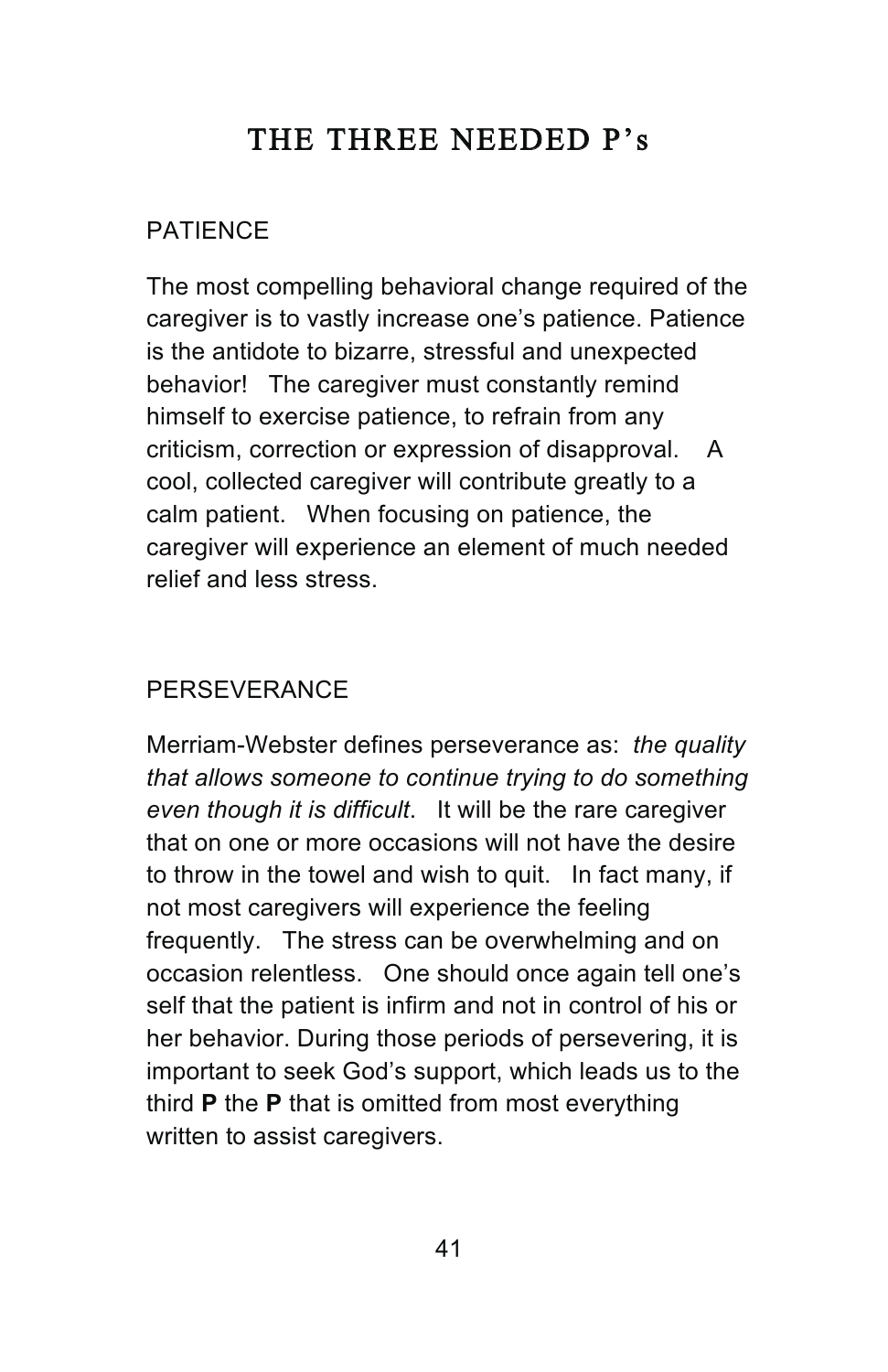# THE THREE NEEDED P's

## PATIENCE

The most compelling behavioral change required of the caregiver is to vastly increase one's patience. Patience is the antidote to bizarre, stressful and unexpected behavior! The caregiver must constantly remind himself to exercise patience, to refrain from any criticism, correction or expression of disapproval. A cool, collected caregiver will contribute greatly to a calm patient. When focusing on patience, the caregiver will experience an element of much needed relief and less stress.

## PERSEVERANCE

Merriam-Webster defines perseverance as: *the quality that allows someone to continue trying to do something even though it is difficult*. It will be the rare caregiver that on one or more occasions will not have the desire to throw in the towel and wish to quit. In fact many, if not most caregivers will experience the feeling frequently. The stress can be overwhelming and on occasion relentless. One should once again tell one's self that the patient is infirm and not in control of his or her behavior. During those periods of persevering, it is important to seek God's support, which leads us to the third **P** the **P** that is omitted from most everything written to assist caregivers.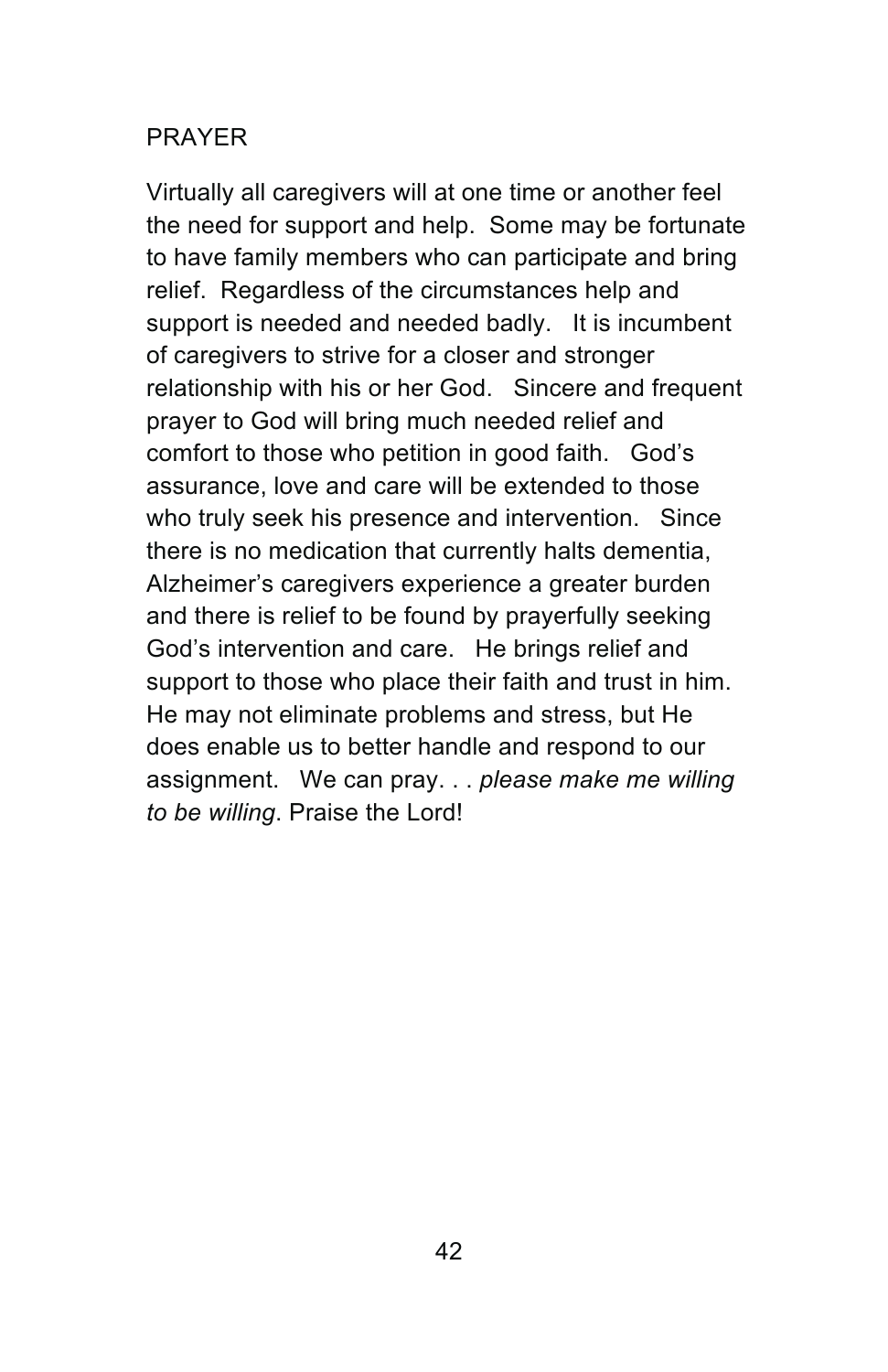## PRAYER

Virtually all caregivers will at one time or another feel the need for support and help. Some may be fortunate to have family members who can participate and bring relief. Regardless of the circumstances help and support is needed and needed badly. It is incumbent of caregivers to strive for a closer and stronger relationship with his or her God. Sincere and frequent prayer to God will bring much needed relief and comfort to those who petition in good faith. God's assurance, love and care will be extended to those who truly seek his presence and intervention. Since there is no medication that currently halts dementia, Alzheimer's caregivers experience a greater burden and there is relief to be found by prayerfully seeking God's intervention and care. He brings relief and support to those who place their faith and trust in him. He may not eliminate problems and stress, but He does enable us to better handle and respond to our assignment. We can pray. . . *please make me willing to be willing*. Praise the Lord!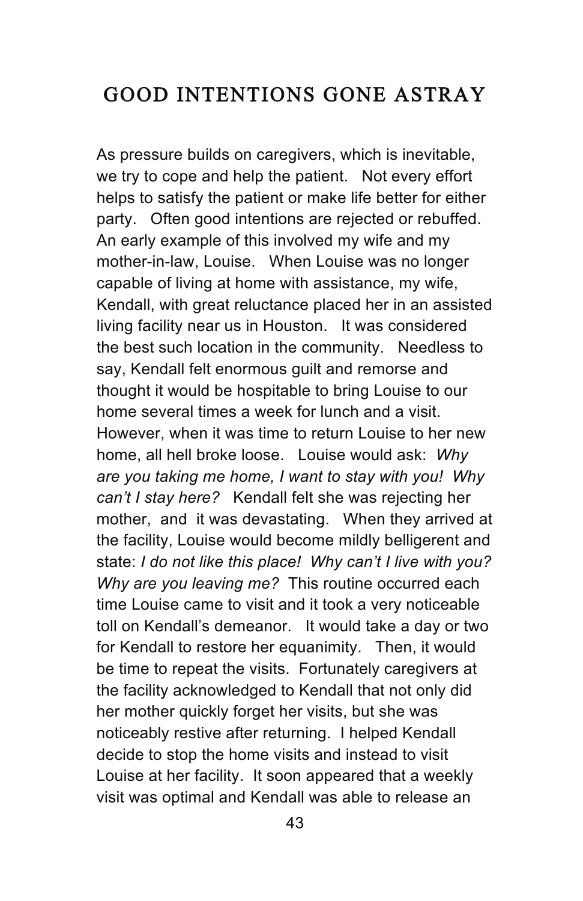# GOOD INTENTIONS GONE ASTRAY

As pressure builds on caregivers, which is inevitable, we try to cope and help the patient. Not every effort helps to satisfy the patient or make life better for either party. Often good intentions are rejected or rebuffed. An early example of this involved my wife and my mother-in-law, Louise. When Louise was no longer capable of living at home with assistance, my wife, Kendall, with great reluctance placed her in an assisted living facility near us in Houston. It was considered the best such location in the community. Needless to say, Kendall felt enormous guilt and remorse and thought it would be hospitable to bring Louise to our home several times a week for lunch and a visit. However, when it was time to return Louise to her new home, all hell broke loose. Louise would ask: *Why are you taking me home, I want to stay with you! Why can't I stay here?* Kendall felt she was rejecting her mother, and it was devastating. When they arrived at the facility, Louise would become mildly belligerent and state: *I do not like this place! Why can't I live with you? Why are you leaving me?* This routine occurred each time Louise came to visit and it took a very noticeable toll on Kendall's demeanor. It would take a day or two for Kendall to restore her equanimity. Then, it would be time to repeat the visits. Fortunately caregivers at the facility acknowledged to Kendall that not only did her mother quickly forget her visits, but she was noticeably restive after returning. I helped Kendall decide to stop the home visits and instead to visit Louise at her facility. It soon appeared that a weekly visit was optimal and Kendall was able to release an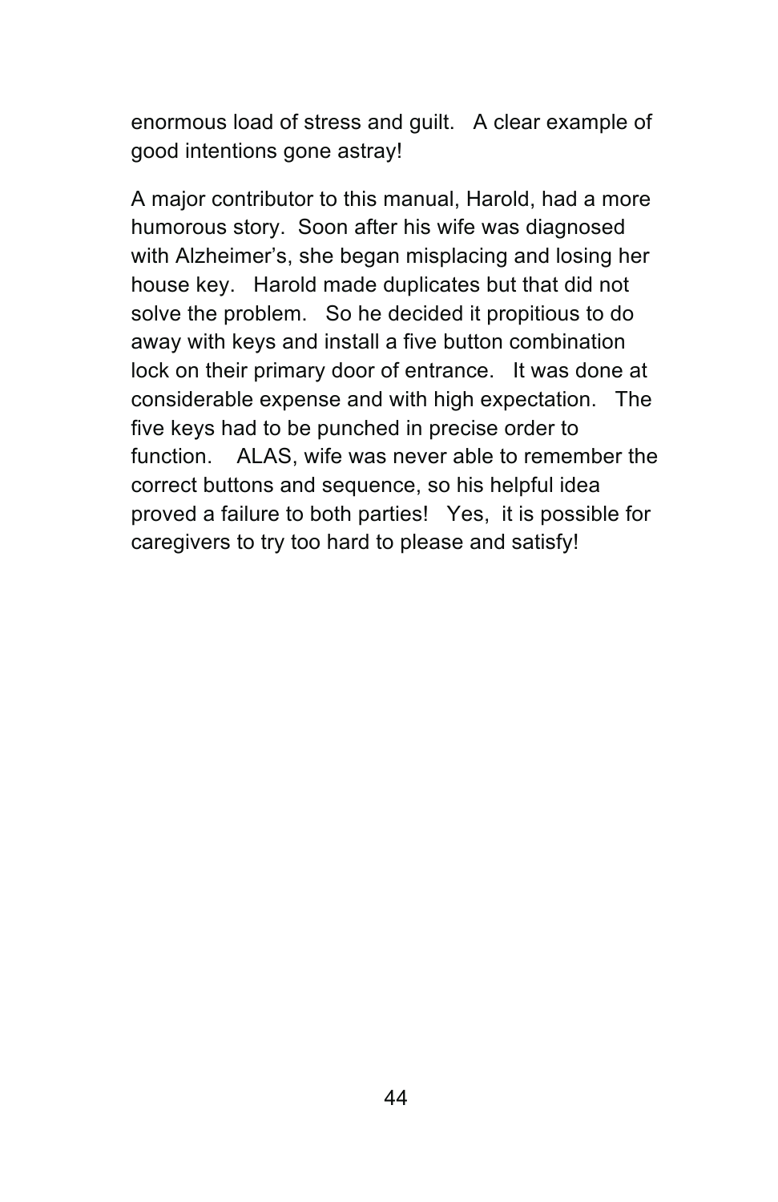enormous load of stress and guilt. A clear example of good intentions gone astray!

A major contributor to this manual, Harold, had a more humorous story. Soon after his wife was diagnosed with Alzheimer's, she began misplacing and losing her house key. Harold made duplicates but that did not solve the problem. So he decided it propitious to do away with keys and install a five button combination lock on their primary door of entrance. It was done at considerable expense and with high expectation. The five keys had to be punched in precise order to function. ALAS, wife was never able to remember the correct buttons and sequence, so his helpful idea proved a failure to both parties! Yes, it is possible for caregivers to try too hard to please and satisfy!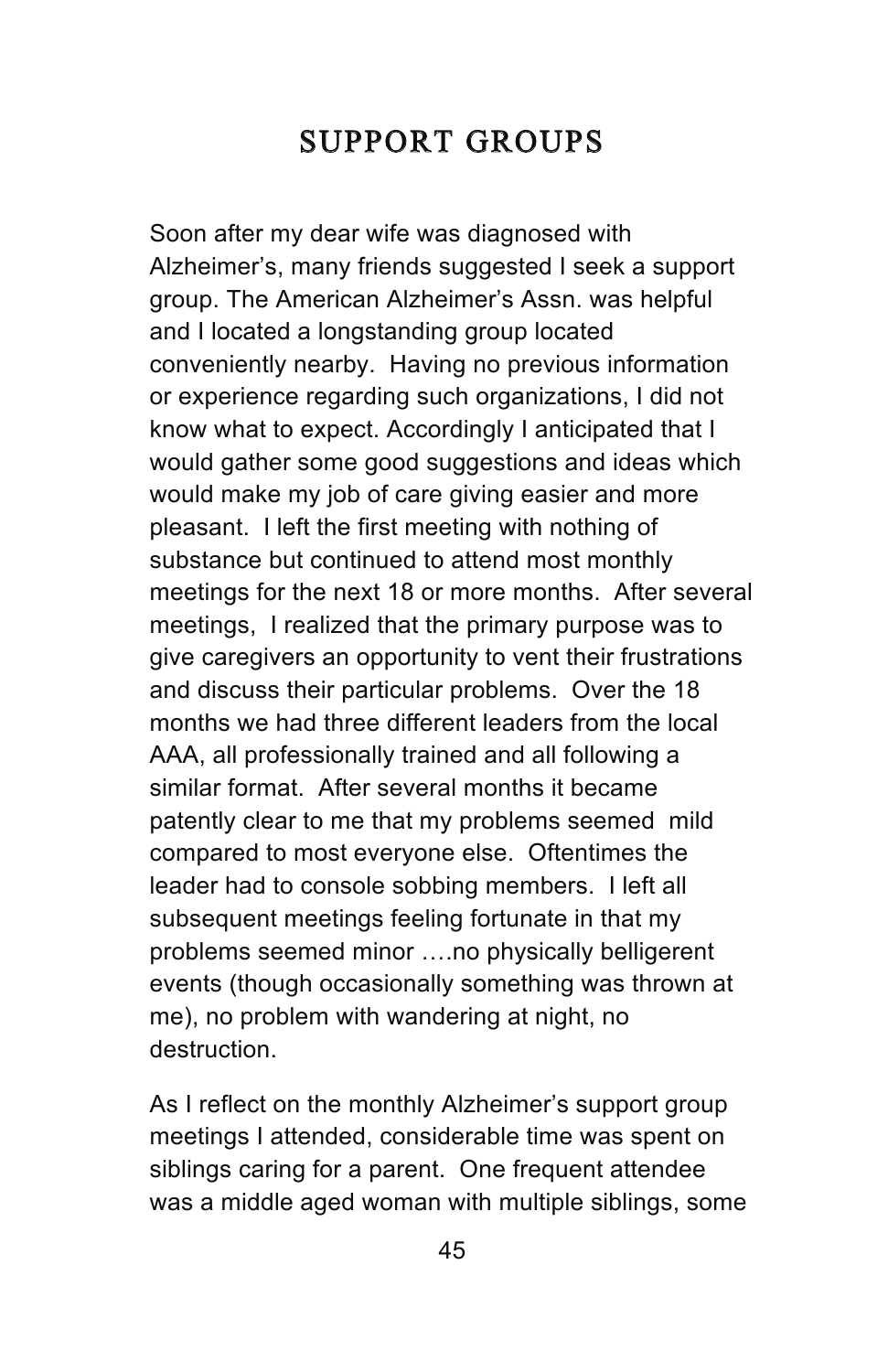# SUPPORT GROUPS

Soon after my dear wife was diagnosed with Alzheimer's, many friends suggested I seek a support group. The American Alzheimer's Assn. was helpful and I located a longstanding group located conveniently nearby. Having no previous information or experience regarding such organizations, I did not know what to expect. Accordingly I anticipated that I would gather some good suggestions and ideas which would make my job of care giving easier and more pleasant. I left the first meeting with nothing of substance but continued to attend most monthly meetings for the next 18 or more months. After several meetings, I realized that the primary purpose was to give caregivers an opportunity to vent their frustrations and discuss their particular problems. Over the 18 months we had three different leaders from the local AAA, all professionally trained and all following a similar format. After several months it became patently clear to me that my problems seemed mild compared to most everyone else. Oftentimes the leader had to console sobbing members. I left all subsequent meetings feeling fortunate in that my problems seemed minor ….no physically belligerent events (though occasionally something was thrown at me), no problem with wandering at night, no destruction.

As I reflect on the monthly Alzheimer's support group meetings I attended, considerable time was spent on siblings caring for a parent. One frequent attendee was a middle aged woman with multiple siblings, some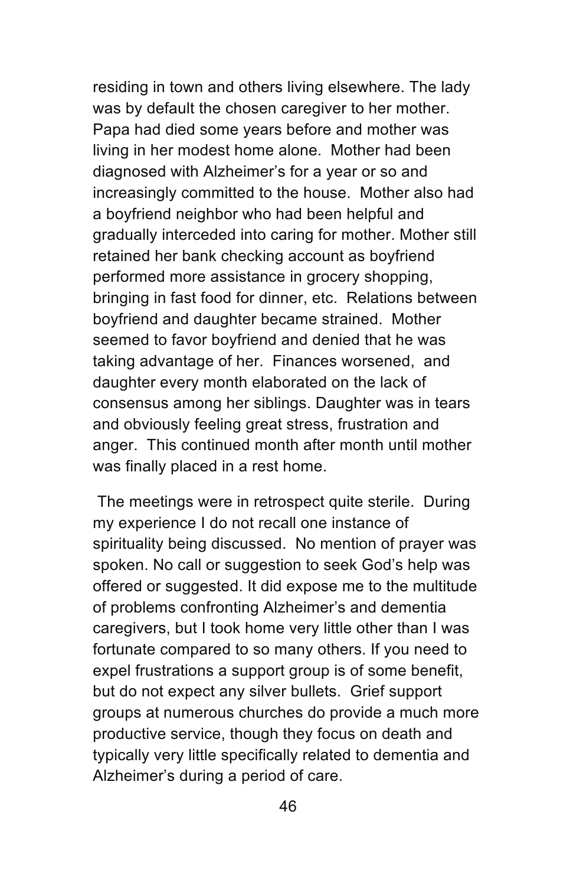residing in town and others living elsewhere. The lady was by default the chosen caregiver to her mother. Papa had died some years before and mother was living in her modest home alone. Mother had been diagnosed with Alzheimer's for a year or so and increasingly committed to the house. Mother also had a boyfriend neighbor who had been helpful and gradually interceded into caring for mother. Mother still retained her bank checking account as boyfriend performed more assistance in grocery shopping, bringing in fast food for dinner, etc. Relations between boyfriend and daughter became strained. Mother seemed to favor boyfriend and denied that he was taking advantage of her. Finances worsened, and daughter every month elaborated on the lack of consensus among her siblings. Daughter was in tears and obviously feeling great stress, frustration and anger. This continued month after month until mother was finally placed in a rest home.

The meetings were in retrospect quite sterile. During my experience I do not recall one instance of spirituality being discussed. No mention of prayer was spoken. No call or suggestion to seek God's help was offered or suggested. It did expose me to the multitude of problems confronting Alzheimer's and dementia caregivers, but I took home very little other than I was fortunate compared to so many others. If you need to expel frustrations a support group is of some benefit, but do not expect any silver bullets. Grief support groups at numerous churches do provide a much more productive service, though they focus on death and typically very little specifically related to dementia and Alzheimer's during a period of care.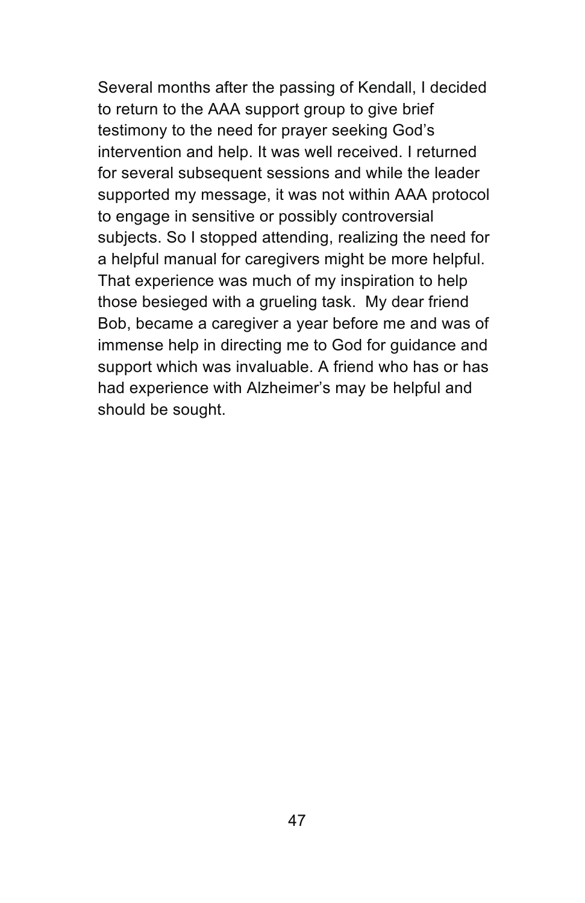Several months after the passing of Kendall, I decided to return to the AAA support group to give brief testimony to the need for prayer seeking God's intervention and help. It was well received. I returned for several subsequent sessions and while the leader supported my message, it was not within AAA protocol to engage in sensitive or possibly controversial subjects. So I stopped attending, realizing the need for a helpful manual for caregivers might be more helpful. That experience was much of my inspiration to help those besieged with a grueling task. My dear friend Bob, became a caregiver a year before me and was of immense help in directing me to God for guidance and support which was invaluable. A friend who has or has had experience with Alzheimer's may be helpful and should be sought.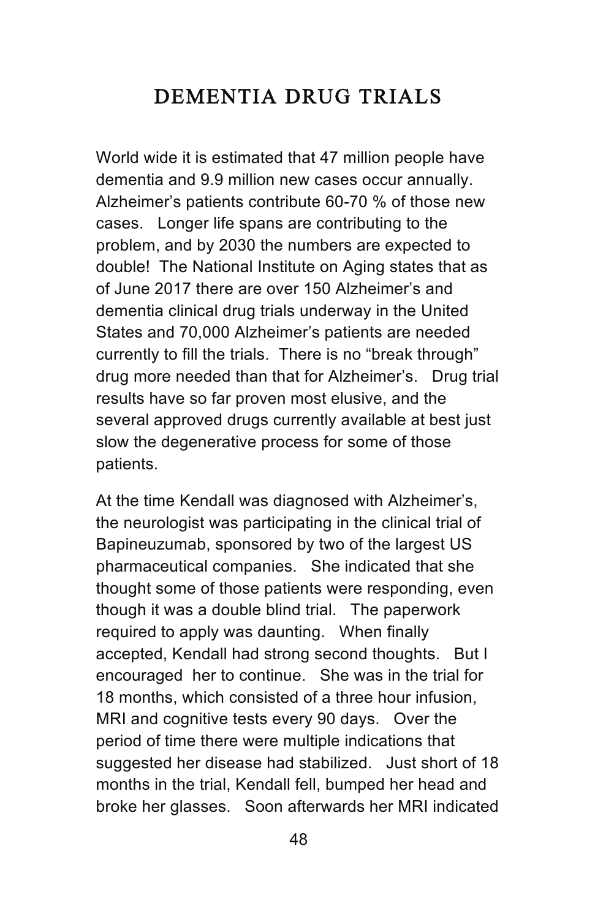# DEMENTIA DRUG TRIALS

World wide it is estimated that 47 million people have dementia and 9.9 million new cases occur annually. Alzheimer's patients contribute 60-70 % of those new cases. Longer life spans are contributing to the problem, and by 2030 the numbers are expected to double! The National Institute on Aging states that as of June 2017 there are over 150 Alzheimer's and dementia clinical drug trials underway in the United States and 70,000 Alzheimer's patients are needed currently to fill the trials. There is no "break through" drug more needed than that for Alzheimer's. Drug trial results have so far proven most elusive, and the several approved drugs currently available at best just slow the degenerative process for some of those patients.

At the time Kendall was diagnosed with Alzheimer's, the neurologist was participating in the clinical trial of Bapineuzumab, sponsored by two of the largest US pharmaceutical companies. She indicated that she thought some of those patients were responding, even though it was a double blind trial. The paperwork required to apply was daunting. When finally accepted, Kendall had strong second thoughts. But I encouraged her to continue. She was in the trial for 18 months, which consisted of a three hour infusion, MRI and cognitive tests every 90 days. Over the period of time there were multiple indications that suggested her disease had stabilized. Just short of 18 months in the trial, Kendall fell, bumped her head and broke her glasses. Soon afterwards her MRI indicated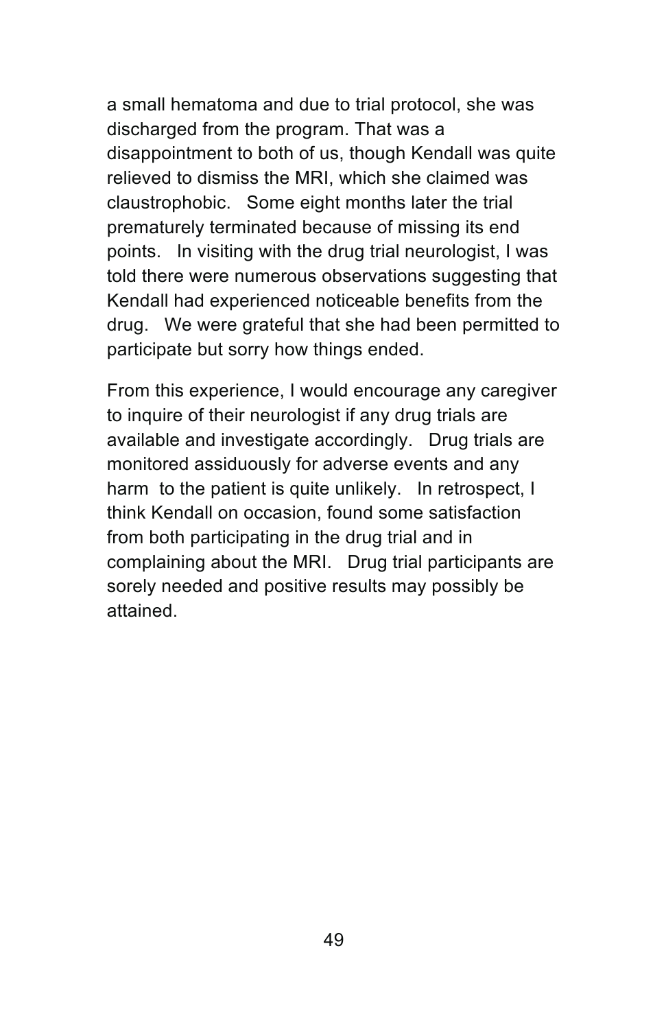a small hematoma and due to trial protocol, she was discharged from the program. That was a disappointment to both of us, though Kendall was quite relieved to dismiss the MRI, which she claimed was claustrophobic. Some eight months later the trial prematurely terminated because of missing its end points. In visiting with the drug trial neurologist, I was told there were numerous observations suggesting that Kendall had experienced noticeable benefits from the drug. We were grateful that she had been permitted to participate but sorry how things ended.

From this experience, I would encourage any caregiver to inquire of their neurologist if any drug trials are available and investigate accordingly. Drug trials are monitored assiduously for adverse events and any harm to the patient is quite unlikely. In retrospect, I think Kendall on occasion, found some satisfaction from both participating in the drug trial and in complaining about the MRI. Drug trial participants are sorely needed and positive results may possibly be attained.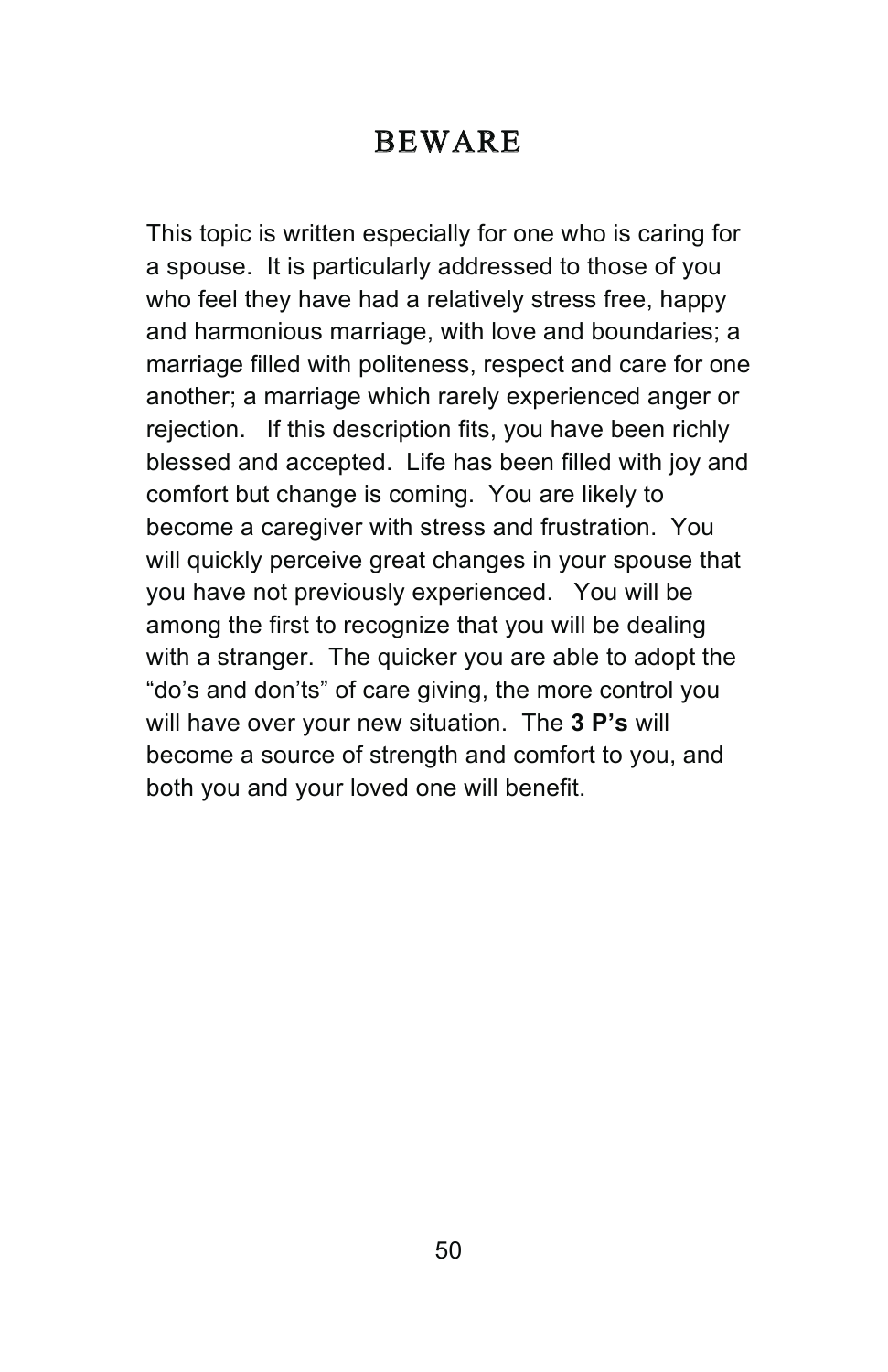# BEWARE

This topic is written especially for one who is caring for a spouse. It is particularly addressed to those of you who feel they have had a relatively stress free, happy and harmonious marriage, with love and boundaries; a marriage filled with politeness, respect and care for one another; a marriage which rarely experienced anger or rejection. If this description fits, you have been richly blessed and accepted. Life has been filled with joy and comfort but change is coming. You are likely to become a caregiver with stress and frustration. You will quickly perceive great changes in your spouse that you have not previously experienced. You will be among the first to recognize that you will be dealing with a stranger. The quicker you are able to adopt the "do's and don'ts" of care giving, the more control you will have over your new situation. The **3 P's** will become a source of strength and comfort to you, and both you and your loved one will benefit.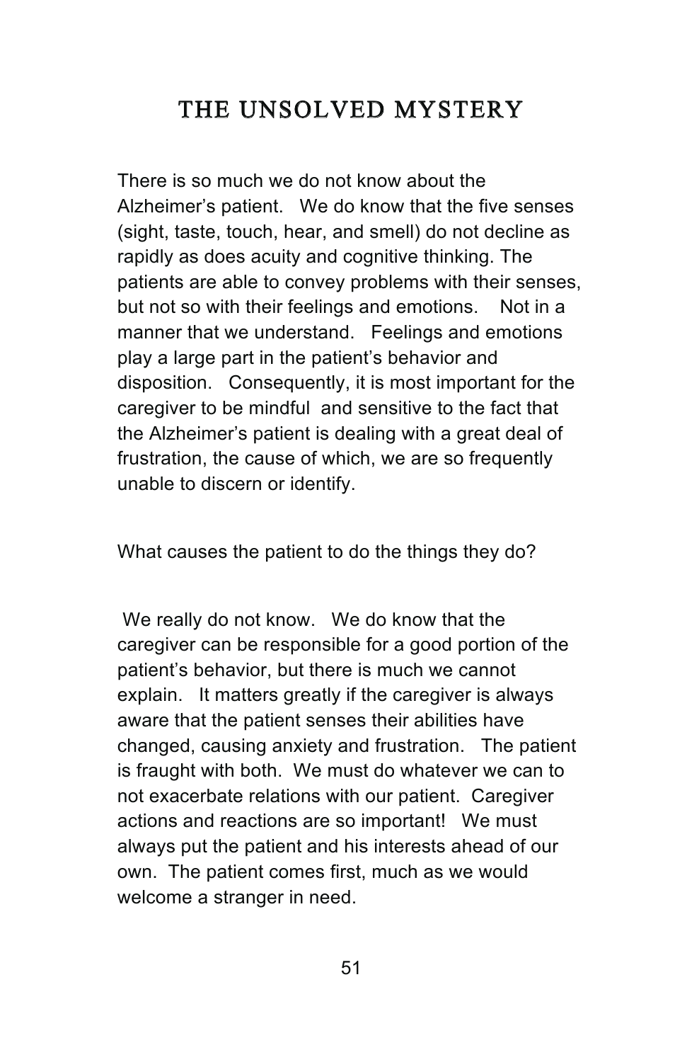# THE UNSOLVED MYSTERY

There is so much we do not know about the Alzheimer's patient. We do know that the five senses (sight, taste, touch, hear, and smell) do not decline as rapidly as does acuity and cognitive thinking. The patients are able to convey problems with their senses, but not so with their feelings and emotions. Not in a manner that we understand. Feelings and emotions play a large part in the patient's behavior and disposition. Consequently, it is most important for the caregiver to be mindful and sensitive to the fact that the Alzheimer's patient is dealing with a great deal of frustration, the cause of which, we are so frequently unable to discern or identify.

What causes the patient to do the things they do?

We really do not know. We do know that the caregiver can be responsible for a good portion of the patient's behavior, but there is much we cannot explain. It matters greatly if the caregiver is always aware that the patient senses their abilities have changed, causing anxiety and frustration. The patient is fraught with both. We must do whatever we can to not exacerbate relations with our patient. Caregiver actions and reactions are so important! We must always put the patient and his interests ahead of our own. The patient comes first, much as we would welcome a stranger in need.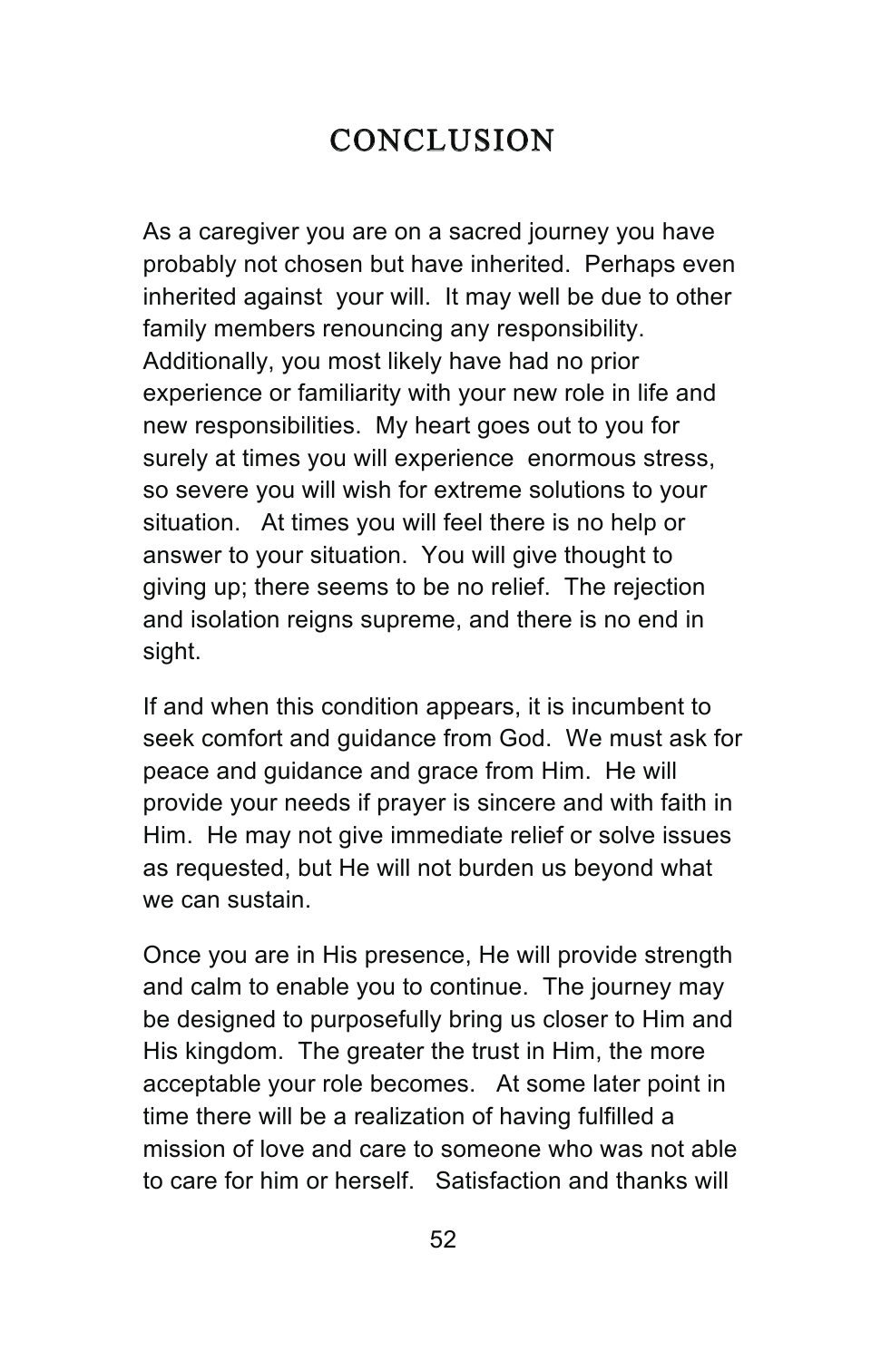# CONCLUSION

As a caregiver you are on a sacred journey you have probably not chosen but have inherited. Perhaps even inherited against your will. It may well be due to other family members renouncing any responsibility. Additionally, you most likely have had no prior experience or familiarity with your new role in life and new responsibilities. My heart goes out to you for surely at times you will experience enormous stress, so severe you will wish for extreme solutions to your situation. At times you will feel there is no help or answer to your situation. You will give thought to giving up; there seems to be no relief. The rejection and isolation reigns supreme, and there is no end in sight.

If and when this condition appears, it is incumbent to seek comfort and guidance from God. We must ask for peace and guidance and grace from Him. He will provide your needs if prayer is sincere and with faith in Him. He may not give immediate relief or solve issues as requested, but He will not burden us beyond what we can sustain.

Once you are in His presence, He will provide strength and calm to enable you to continue. The journey may be designed to purposefully bring us closer to Him and His kingdom. The greater the trust in Him, the more acceptable your role becomes. At some later point in time there will be a realization of having fulfilled a mission of love and care to someone who was not able to care for him or herself. Satisfaction and thanks will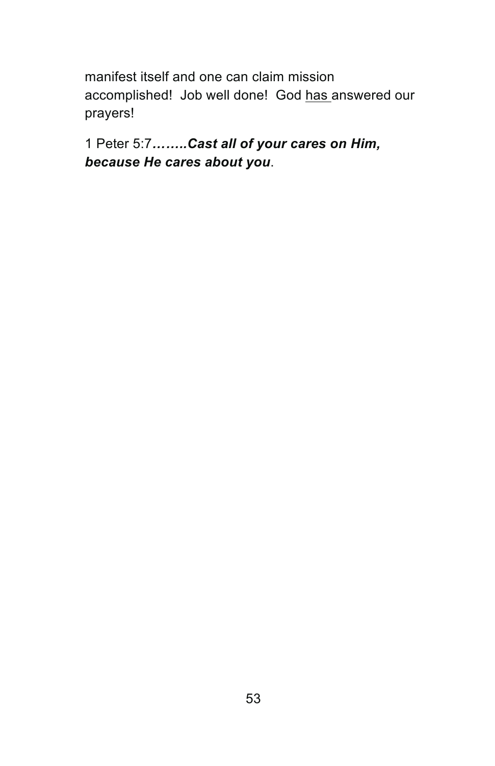manifest itself and one can claim mission accomplished! Job well done! God <u>has</u> answered our prayers!

1 Peter 5:7***……..Cast all of your cares on Him, because He cares about you***.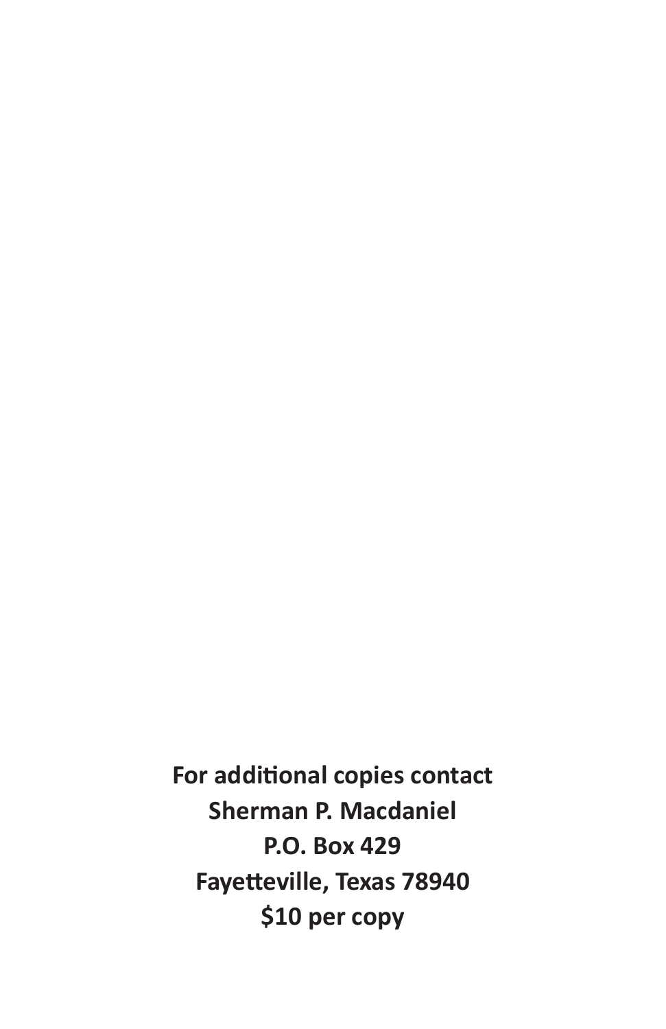**For additional copies contact**
**Sherman P. Macdaniel**
**P.O. Box 429**
**Fayetteville, Texas 78940**
**$10 per copy**